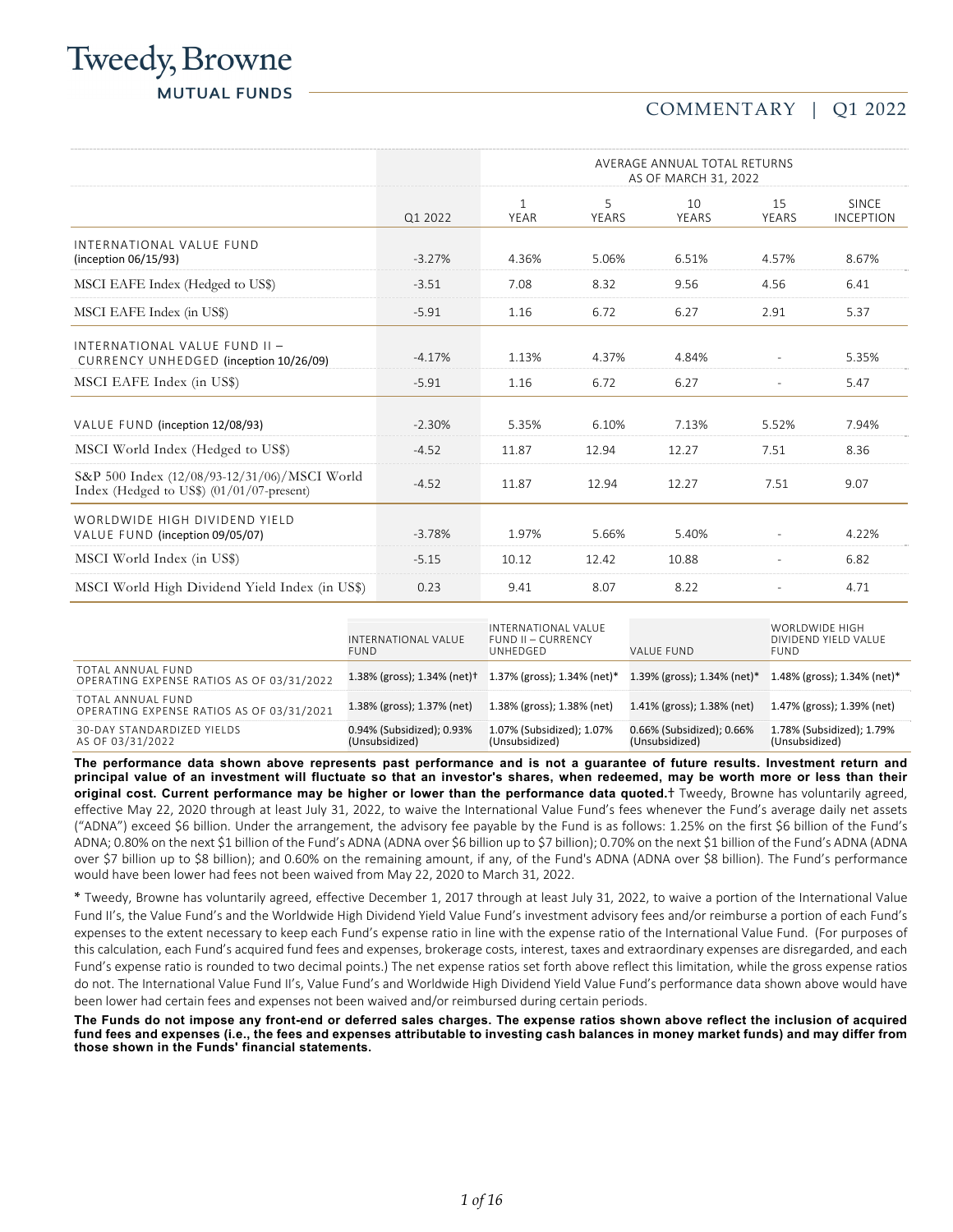# Tweedy, Browne

MUTUAL FUNDS

COMMENTARY | Q1 2022

| | Q1 2022 | AVERAGE ANNUAL TOTAL RETURNS AS OF MARCH 31, 2022 | | | | |
|---|---|---|---|---|---|---|
| | | 1 YEAR | 5 YEARS | 10 YEARS | 15 YEARS | SINCE INCEPTION |
| INTERNATIONAL VALUE FUND (inception 06/15/93) | -3.27% | 4.36% | 5.06% | 6.51% | 4.57% | 8.67% |
| MSCI EAFE Index (Hedged to US$) | -3.51 | 7.08 | 8.32 | 9.56 | 4.56 | 6.41 |
| MSCI EAFE Index (in US$) | -5.91 | 1.16 | 6.72 | 6.27 | 2.91 | 5.37 |
| INTERNATIONAL VALUE FUND II – CURRENCY UNHEDGED (inception 10/26/09) | -4.17% | 1.13% | 4.37% | 4.84% | - | 5.35% |
| MSCI EAFE Index (in US$) | -5.91 | 1.16 | 6.72 | 6.27 | - | 5.47 |
| VALUE FUND (inception 12/08/93) | -2.30% | 5.35% | 6.10% | 7.13% | 5.52% | 7.94% |
| MSCI World Index (Hedged to US$) | -4.52 | 11.87 | 12.94 | 12.27 | 7.51 | 8.36 |
| S&P 500 Index (12/08/93-12/31/06)/MSCI World Index (Hedged to US$) (01/01/07-present) | -4.52 | 11.87 | 12.94 | 12.27 | 7.51 | 9.07 |
| WORLDWIDE HIGH DIVIDEND YIELD VALUE FUND (inception 09/05/07) | -3.78% | 1.97% | 5.66% | 5.40% | - | 4.22% |
| MSCI World Index (in US$) | -5.15 | 10.12 | 12.42 | 10.88 | - | 6.82 |
| MSCI World High Dividend Yield Index (in US$) | 0.23 | 9.41 | 8.07 | 8.22 | - | 4.71 |

| | INTERNATIONAL VALUE FUND | INTERNATIONAL VALUE FUND II – CURRENCY UNHEDGED | VALUE FUND | WORLDWIDE HIGH DIVIDEND YIELD VALUE FUND |
|---|---|---|---|---|
| TOTAL ANNUAL FUND OPERATING EXPENSE RATIOS AS OF 03/31/2022 | 1.38% (gross); 1.34% (net)† | 1.37% (gross); 1.34% (net)* | 1.39% (gross); 1.34% (net)* | 1.48% (gross); 1.34% (net)* |
| TOTAL ANNUAL FUND OPERATING EXPENSE RATIOS AS OF 03/31/2021 | 1.38% (gross); 1.37% (net) | 1.38% (gross); 1.38% (net) | 1.41% (gross); 1.38% (net) | 1.47% (gross); 1.39% (net) |
| 30-DAY STANDARDIZED YIELDS AS OF 03/31/2022 | 0.94% (Subsidized); 0.93% (Unsubsidized) | 1.07% (Subsidized); 1.07% (Unsubsidized) | 0.66% (Subsidized); 0.66% (Unsubsidized) | 1.78% (Subsidized); 1.79% (Unsubsidized) |

**The performance data shown above represents past performance and is not a guarantee of future results. Investment return and principal value of an investment will fluctuate so that an investor's shares, when redeemed, may be worth more or less than their original cost. Current performance may be higher or lower than the performance data quoted.**† Tweedy, Browne has voluntarily agreed, effective May 22, 2020 through at least July 31, 2022, to waive the International Value Fund's fees whenever the Fund's average daily net assets ("ADNA") exceed $6 billion. Under the arrangement, the advisory fee payable by the Fund is as follows: 1.25% on the first $6 billion of the Fund's ADNA; 0.80% on the next $1 billion of the Fund's ADNA (ADNA over $6 billion up to $7 billion); 0.70% on the next $1 billion of the Fund's ADNA (ADNA over $7 billion up to $8 billion); and 0.60% on the remaining amount, if any, of the Fund's ADNA (ADNA over $8 billion). The Fund's performance would have been lower had fees not been waived from May 22, 2020 to March 31, 2022.

* Tweedy, Browne has voluntarily agreed, effective December 1, 2017 through at least July 31, 2022, to waive a portion of the International Value Fund II's, the Value Fund's and the Worldwide High Dividend Yield Value Fund's investment advisory fees and/or reimburse a portion of each Fund's expenses to the extent necessary to keep each Fund's expense ratio in line with the expense ratio of the International Value Fund. (For purposes of this calculation, each Fund's acquired fund fees and expenses, brokerage costs, interest, taxes and extraordinary expenses are disregarded, and each Fund's expense ratio is rounded to two decimal points.) The net expense ratios set forth above reflect this limitation, while the gross expense ratios do not. The International Value Fund II's, Value Fund's and Worldwide High Dividend Yield Value Fund's performance data shown above would have been lower had certain fees and expenses not been waived and/or reimbursed during certain periods.

**The Funds do not impose any front-end or deferred sales charges. The expense ratios shown above reflect the inclusion of acquired fund fees and expenses (i.e., the fees and expenses attributable to investing cash balances in money market funds) and may differ from those shown in the Funds' financial statements.**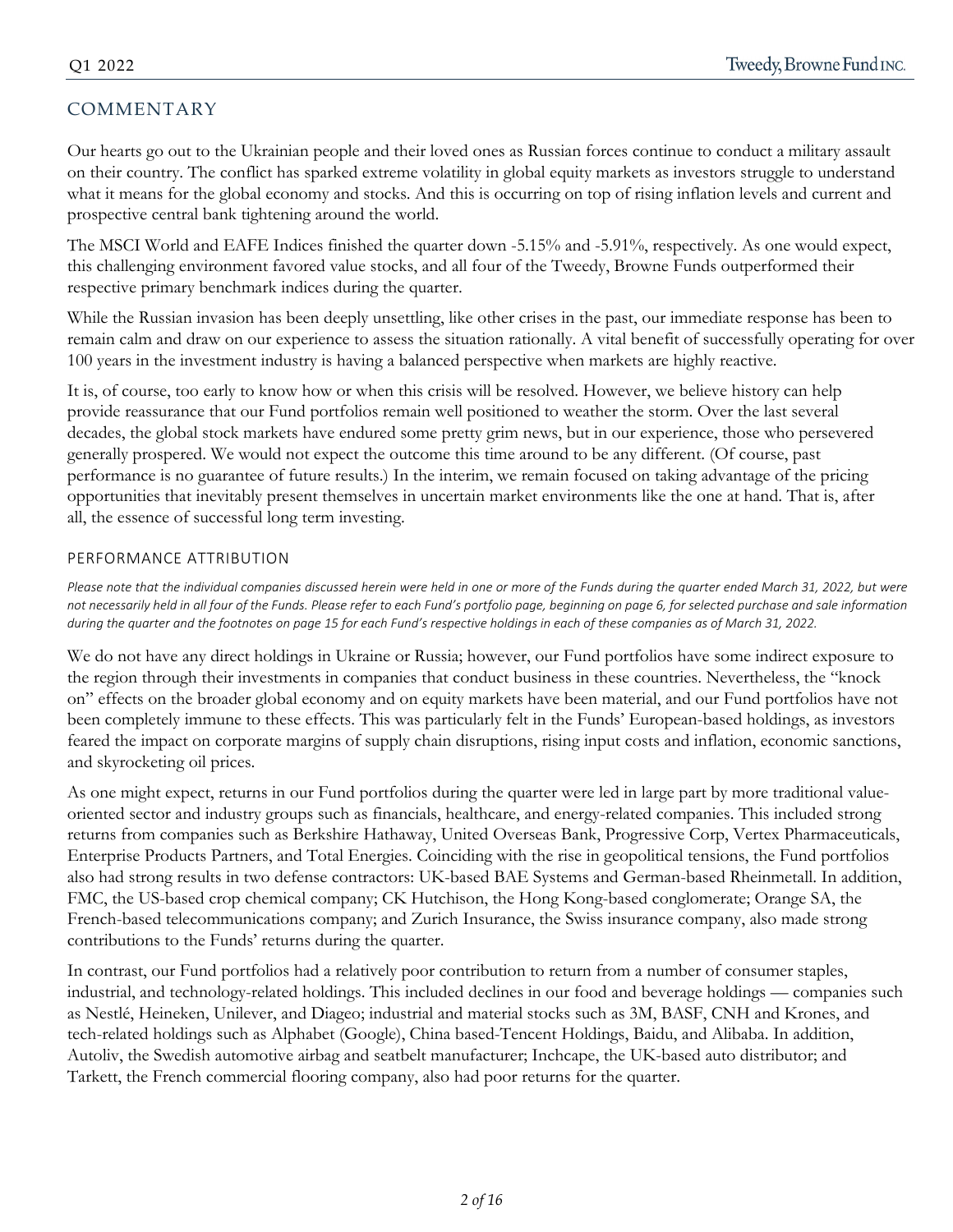## COMMENTARY

Our hearts go out to the Ukrainian people and their loved ones as Russian forces continue to conduct a military assault on their country. The conflict has sparked extreme volatility in global equity markets as investors struggle to understand what it means for the global economy and stocks. And this is occurring on top of rising inflation levels and current and prospective central bank tightening around the world.

The MSCI World and EAFE Indices finished the quarter down -5.15% and -5.91%, respectively. As one would expect, this challenging environment favored value stocks, and all four of the Tweedy, Browne Funds outperformed their respective primary benchmark indices during the quarter.

While the Russian invasion has been deeply unsettling, like other crises in the past, our immediate response has been to remain calm and draw on our experience to assess the situation rationally. A vital benefit of successfully operating for over 100 years in the investment industry is having a balanced perspective when markets are highly reactive.

It is, of course, too early to know how or when this crisis will be resolved. However, we believe history can help provide reassurance that our Fund portfolios remain well positioned to weather the storm. Over the last several decades, the global stock markets have endured some pretty grim news, but in our experience, those who persevered generally prospered. We would not expect the outcome this time around to be any different. (Of course, past performance is no guarantee of future results.) In the interim, we remain focused on taking advantage of the pricing opportunities that inevitably present themselves in uncertain market environments like the one at hand. That is, after all, the essence of successful long term investing.

### PERFORMANCE ATTRIBUTION

*Please note that the individual companies discussed herein were held in one or more of the Funds during the quarter ended March 31, 2022, but were not necessarily held in all four of the Funds. Please refer to each Fund's portfolio page, beginning on page 6, for selected purchase and sale information during the quarter and the footnotes on page 15 for each Fund's respective holdings in each of these companies as of March 31, 2022.*

We do not have any direct holdings in Ukraine or Russia; however, our Fund portfolios have some indirect exposure to the region through their investments in companies that conduct business in these countries. Nevertheless, the "knock on" effects on the broader global economy and on equity markets have been material, and our Fund portfolios have not been completely immune to these effects. This was particularly felt in the Funds' European-based holdings, as investors feared the impact on corporate margins of supply chain disruptions, rising input costs and inflation, economic sanctions, and skyrocketing oil prices.

As one might expect, returns in our Fund portfolios during the quarter were led in large part by more traditional value-oriented sector and industry groups such as financials, healthcare, and energy-related companies. This included strong returns from companies such as Berkshire Hathaway, United Overseas Bank, Progressive Corp, Vertex Pharmaceuticals, Enterprise Products Partners, and Total Energies. Coinciding with the rise in geopolitical tensions, the Fund portfolios also had strong results in two defense contractors: UK-based BAE Systems and German-based Rheinmetall. In addition, FMC, the US-based crop chemical company; CK Hutchison, the Hong Kong-based conglomerate; Orange SA, the French-based telecommunications company; and Zurich Insurance, the Swiss insurance company, also made strong contributions to the Funds' returns during the quarter.

In contrast, our Fund portfolios had a relatively poor contribution to return from a number of consumer staples, industrial, and technology-related holdings. This included declines in our food and beverage holdings — companies such as Nestlé, Heineken, Unilever, and Diageo; industrial and material stocks such as 3M, BASF, CNH and Krones, and tech-related holdings such as Alphabet (Google), China based-Tencent Holdings, Baidu, and Alibaba. In addition, Autoliv, the Swedish automotive airbag and seatbelt manufacturer; Inchcape, the UK-based auto distributor; and Tarkett, the French commercial flooring company, also had poor returns for the quarter.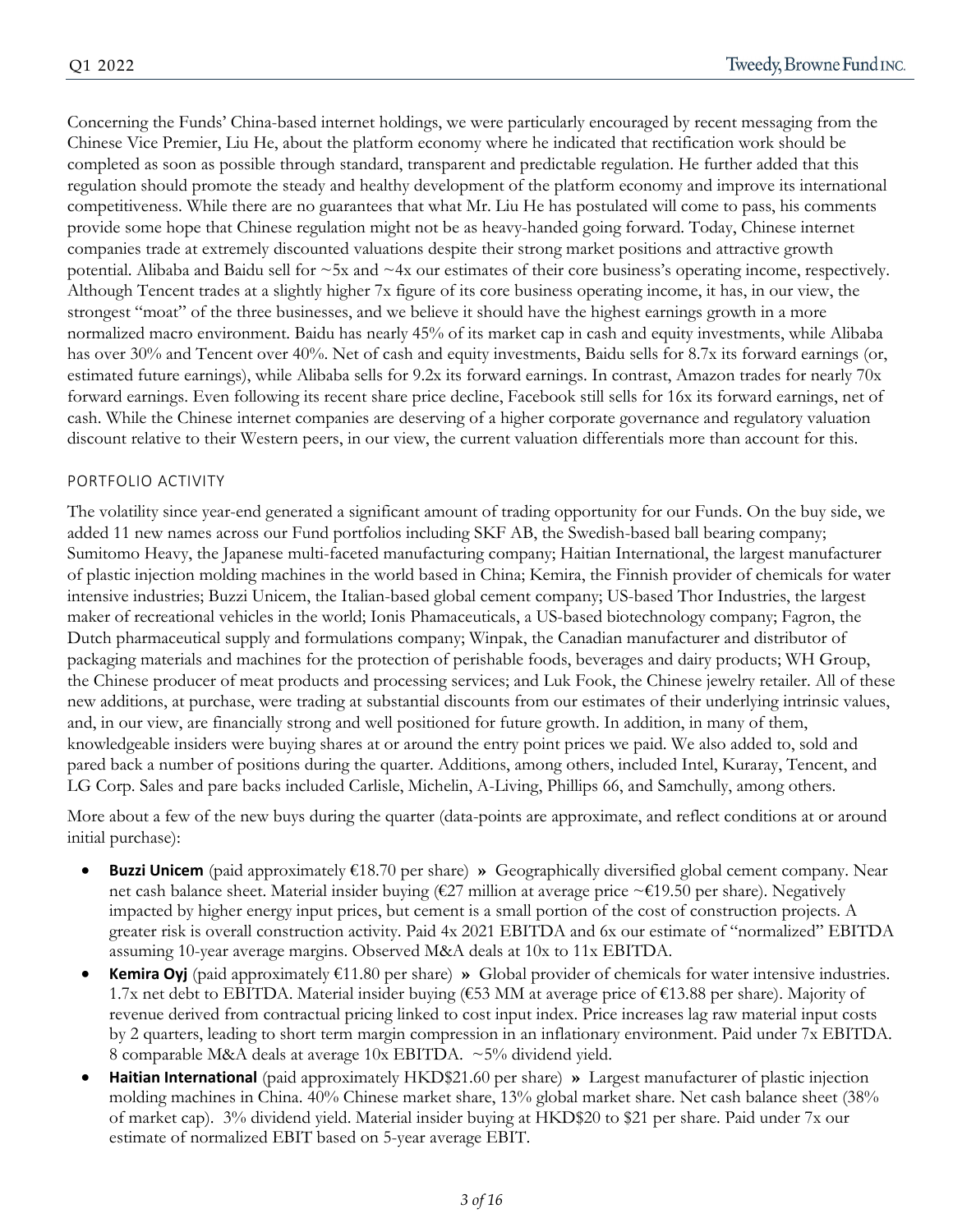Concerning the Funds' China-based internet holdings, we were particularly encouraged by recent messaging from the Chinese Vice Premier, Liu He, about the platform economy where he indicated that rectification work should be completed as soon as possible through standard, transparent and predictable regulation. He further added that this regulation should promote the steady and healthy development of the platform economy and improve its international competitiveness. While there are no guarantees that what Mr. Liu He has postulated will come to pass, his comments provide some hope that Chinese regulation might not be as heavy-handed going forward. Today, Chinese internet companies trade at extremely discounted valuations despite their strong market positions and attractive growth potential. Alibaba and Baidu sell for ~5x and ~4x our estimates of their core business's operating income, respectively. Although Tencent trades at a slightly higher 7x figure of its core business operating income, it has, in our view, the strongest "moat" of the three businesses, and we believe it should have the highest earnings growth in a more normalized macro environment. Baidu has nearly 45% of its market cap in cash and equity investments, while Alibaba has over 30% and Tencent over 40%. Net of cash and equity investments, Baidu sells for 8.7x its forward earnings (or, estimated future earnings), while Alibaba sells for 9.2x its forward earnings. In contrast, Amazon trades for nearly 70x forward earnings. Even following its recent share price decline, Facebook still sells for 16x its forward earnings, net of cash. While the Chinese internet companies are deserving of a higher corporate governance and regulatory valuation discount relative to their Western peers, in our view, the current valuation differentials more than account for this.

## PORTFOLIO ACTIVITY

The volatility since year-end generated a significant amount of trading opportunity for our Funds. On the buy side, we added 11 new names across our Fund portfolios including SKF AB, the Swedish-based ball bearing company; Sumitomo Heavy, the Japanese multi-faceted manufacturing company; Haitian International, the largest manufacturer of plastic injection molding machines in the world based in China; Kemira, the Finnish provider of chemicals for water intensive industries; Buzzi Unicem, the Italian-based global cement company; US-based Thor Industries, the largest maker of recreational vehicles in the world; Ionis Phamaceuticals, a US-based biotechnology company; Fagron, the Dutch pharmaceutical supply and formulations company; Winpak, the Canadian manufacturer and distributor of packaging materials and machines for the protection of perishable foods, beverages and dairy products; WH Group, the Chinese producer of meat products and processing services; and Luk Fook, the Chinese jewelry retailer. All of these new additions, at purchase, were trading at substantial discounts from our estimates of their underlying intrinsic values, and, in our view, are financially strong and well positioned for future growth. In addition, in many of them, knowledgeable insiders were buying shares at or around the entry point prices we paid. We also added to, sold and pared back a number of positions during the quarter. Additions, among others, included Intel, Kuraray, Tencent, and LG Corp. Sales and pare backs included Carlisle, Michelin, A-Living, Phillips 66, and Samchully, among others.

More about a few of the new buys during the quarter (data-points are approximate, and reflect conditions at or around initial purchase):

- **Buzzi Unicem** (paid approximately €18.70 per share) **»** Geographically diversified global cement company. Near net cash balance sheet. Material insider buying (€27 million at average price ~€19.50 per share). Negatively impacted by higher energy input prices, but cement is a small portion of the cost of construction projects. A greater risk is overall construction activity. Paid 4x 2021 EBITDA and 6x our estimate of "normalized" EBITDA assuming 10-year average margins. Observed M&A deals at 10x to 11x EBITDA.
- **Kemira Oyj** (paid approximately €11.80 per share) **»** Global provider of chemicals for water intensive industries. 1.7x net debt to EBITDA. Material insider buying (€53 MM at average price of €13.88 per share). Majority of revenue derived from contractual pricing linked to cost input index. Price increases lag raw material input costs by 2 quarters, leading to short term margin compression in an inflationary environment. Paid under 7x EBITDA. 8 comparable M&A deals at average 10x EBITDA. ~5% dividend yield.
- **Haitian International** (paid approximately HKD$21.60 per share) **»** Largest manufacturer of plastic injection molding machines in China. 40% Chinese market share, 13% global market share. Net cash balance sheet (38% of market cap). 3% dividend yield. Material insider buying at HKD$20 to $21 per share. Paid under 7x our estimate of normalized EBIT based on 5-year average EBIT.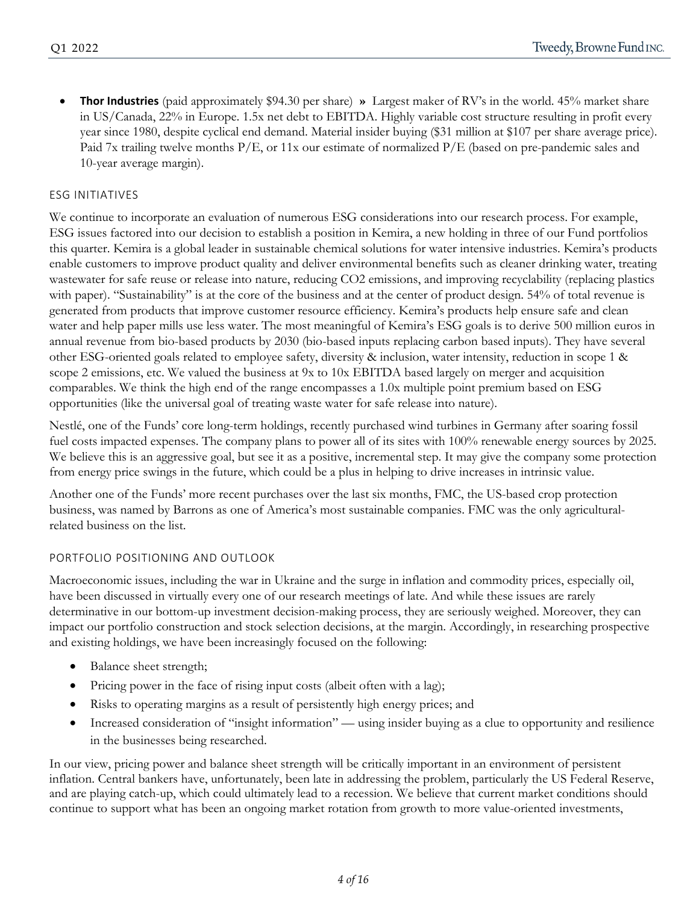- **Thor Industries** (paid approximately $94.30 per share) **»** Largest maker of RV's in the world. 45% market share in US/Canada, 22% in Europe. 1.5x net debt to EBITDA. Highly variable cost structure resulting in profit every year since 1980, despite cyclical end demand. Material insider buying ($31 million at $107 per share average price). Paid 7x trailing twelve months P/E, or 11x our estimate of normalized P/E (based on pre-pandemic sales and 10-year average margin).

## ESG INITIATIVES

We continue to incorporate an evaluation of numerous ESG considerations into our research process. For example, ESG issues factored into our decision to establish a position in Kemira, a new holding in three of our Fund portfolios this quarter. Kemira is a global leader in sustainable chemical solutions for water intensive industries. Kemira's products enable customers to improve product quality and deliver environmental benefits such as cleaner drinking water, treating wastewater for safe reuse or release into nature, reducing CO2 emissions, and improving recyclability (replacing plastics with paper). "Sustainability" is at the core of the business and at the center of product design. 54% of total revenue is generated from products that improve customer resource efficiency. Kemira's products help ensure safe and clean water and help paper mills use less water. The most meaningful of Kemira's ESG goals is to derive 500 million euros in annual revenue from bio-based products by 2030 (bio-based inputs replacing carbon based inputs). They have several other ESG-oriented goals related to employee safety, diversity & inclusion, water intensity, reduction in scope 1 & scope 2 emissions, etc. We valued the business at 9x to 10x EBITDA based largely on merger and acquisition comparables. We think the high end of the range encompasses a 1.0x multiple point premium based on ESG opportunities (like the universal goal of treating waste water for safe release into nature).

Nestlé, one of the Funds' core long-term holdings, recently purchased wind turbines in Germany after soaring fossil fuel costs impacted expenses. The company plans to power all of its sites with 100% renewable energy sources by 2025. We believe this is an aggressive goal, but see it as a positive, incremental step. It may give the company some protection from energy price swings in the future, which could be a plus in helping to drive increases in intrinsic value.

Another one of the Funds' more recent purchases over the last six months, FMC, the US-based crop protection business, was named by Barrons as one of America's most sustainable companies. FMC was the only agricultural-related business on the list.

## PORTFOLIO POSITIONING AND OUTLOOK

Macroeconomic issues, including the war in Ukraine and the surge in inflation and commodity prices, especially oil, have been discussed in virtually every one of our research meetings of late. And while these issues are rarely determinative in our bottom-up investment decision-making process, they are seriously weighed. Moreover, they can impact our portfolio construction and stock selection decisions, at the margin. Accordingly, in researching prospective and existing holdings, we have been increasingly focused on the following:

- Balance sheet strength;
- Pricing power in the face of rising input costs (albeit often with a lag);
- Risks to operating margins as a result of persistently high energy prices; and
- Increased consideration of "insight information" — using insider buying as a clue to opportunity and resilience in the businesses being researched.

In our view, pricing power and balance sheet strength will be critically important in an environment of persistent inflation. Central bankers have, unfortunately, been late in addressing the problem, particularly the US Federal Reserve, and are playing catch-up, which could ultimately lead to a recession. We believe that current market conditions should continue to support what has been an ongoing market rotation from growth to more value-oriented investments,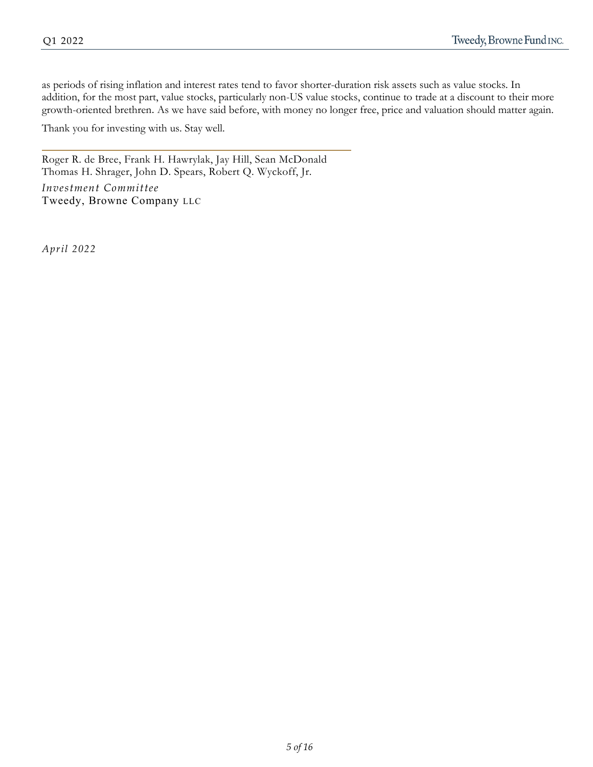as periods of rising inflation and interest rates tend to favor shorter-duration risk assets such as value stocks. In addition, for the most part, value stocks, particularly non-US value stocks, continue to trade at a discount to their more growth-oriented brethren. As we have said before, with money no longer free, price and valuation should matter again.

Thank you for investing with us. Stay well.

---

Roger R. de Bree, Frank H. Hawrylak, Jay Hill, Sean McDonald
Thomas H. Shrager, John D. Spears, Robert Q. Wyckoff, Jr.

*Investment Committee*
Tweedy, Browne Company LLC

*April 2022*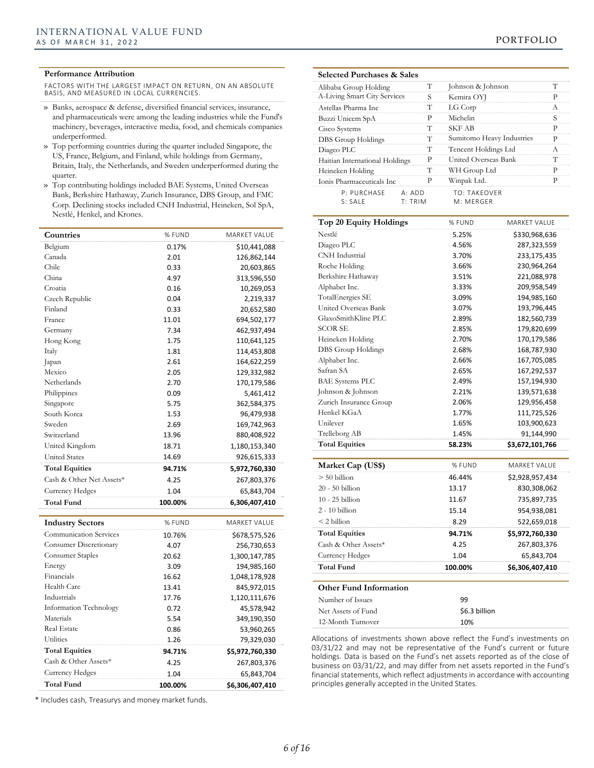# INTERNATIONAL VALUE FUND
AS OF MARCH 31, 2022

PORTFOLIO

### Performance Attribution

FACTORS WITH THE LARGEST IMPACT ON RETURN, ON AN ABSOLUTE BASIS, AND MEASURED IN LOCAL CURRENCIES.

- Banks, aerospace & defense, diversified financial services, insurance, and pharmaceuticals were among the leading industries while the Fund's machinery, beverages, interactive media, food, and chemicals companies underperformed.
- Top performing countries during the quarter included Singapore, the US, France, Belgium, and Finland, while holdings from Germany, Britain, Italy, the Netherlands, and Sweden underperformed during the quarter.
- Top contributing holdings included BAE Systems, United Overseas Bank, Berkshire Hathaway, Zurich Insurance, DBS Group, and FMC Corp. Declining stocks included CNH Industrial, Heineken, Sol SpA, Nestlé, Henkel, and Krones.

| Countries | % FUND | MARKET VALUE |
|---|---|---|
| Belgium | 0.17% | $10,441,088 |
| Canada | 2.01 | 126,862,144 |
| Chile | 0.33 | 20,603,865 |
| China | 4.97 | 313,596,550 |
| Croatia | 0.16 | 10,269,053 |
| Czech Republic | 0.04 | 2,219,337 |
| Finland | 0.33 | 20,652,580 |
| France | 11.01 | 694,502,177 |
| Germany | 7.34 | 462,937,494 |
| Hong Kong | 1.75 | 110,641,125 |
| Italy | 1.81 | 114,453,808 |
| Japan | 2.61 | 164,622,259 |
| Mexico | 2.05 | 129,332,982 |
| Netherlands | 2.70 | 170,179,586 |
| Philippines | 0.09 | 5,461,412 |
| Singapore | 5.75 | 362,584,375 |
| South Korea | 1.53 | 96,479,938 |
| Sweden | 2.69 | 169,742,963 |
| Switzerland | 13.96 | 880,408,922 |
| United Kingdom | 18.71 | 1,180,153,340 |
| United States | 14.69 | 926,615,333 |
| **Total Equities** | **94.71%** | **5,972,760,330** |
| Cash & Other Net Assets* | 4.25 | 267,803,376 |
| Currency Hedges | 1.04 | 65,843,704 |
| **Total Fund** | **100.00%** | **6,306,407,410** |

| Industry Sectors | % FUND | MARKET VALUE |
|---|---|---|
| Communication Services | 10.76% | $678,575,526 |
| Consumer Discretionary | 4.07 | 256,730,653 |
| Consumer Staples | 20.62 | 1,300,147,785 |
| Energy | 3.09 | 194,985,160 |
| Financials | 16.62 | 1,048,178,928 |
| Health Care | 13.41 | 845,972,015 |
| Industrials | 17.76 | 1,120,111,676 |
| Information Technology | 0.72 | 45,578,942 |
| Materials | 5.54 | 349,190,350 |
| Real Estate | 0.86 | 53,960,265 |
| Utilities | 1.26 | 79,329,030 |
| **Total Equities** | **94.71%** | **$5,972,760,330** |
| Cash & Other Assets* | 4.25 | 267,803,376 |
| Currency Hedges | 1.04 | 65,843,704 |
| **Total Fund** | **100.00%** | **$6,306,407,410** |

\* Includes cash, Treasurys and money market funds.

### Selected Purchases & Sales

| Company | | Company | |
|---|---|---|---|
| Alibaba Group Holding | T | Johnson & Johnson | T |
| A-Living Smart City Services | S | Kemira OYJ | P |
| Astellas Pharma Inc | T | LG Corp | A |
| Buzzi Unicem SpA | P | Michelin | S |
| Cisco Systems | T | SKF AB | P |
| DBS Group Holdings | T | Sumitomo Heavy Industries | P |
| Diageo PLC | T | Tencent Holdings Ltd | A |
| Haitian International Holdings | P | United Overseas Bank | T |
| Heineken Holding | T | WH Group Ltd | P |
| Ionis Pharmaceuticals Inc | P | Winpak Ltd. | P |

P: PURCHASE A: ADD TO: TAKEOVER
S: SALE T: TRIM M: MERGER

| Top 20 Equity Holdings | % FUND | MARKET VALUE |
|---|---|---|
| Nestlé | 5.25% | $330,968,636 |
| Diageo PLC | 4.56% | 287,323,559 |
| CNH Industrial | 3.70% | 233,175,435 |
| Roche Holding | 3.66% | 230,964,264 |
| Berkshire Hathaway | 3.51% | 221,088,978 |
| Alphabet Inc. | 3.33% | 209,958,549 |
| TotalEnergies SE | 3.09% | 194,985,160 |
| United Overseas Bank | 3.07% | 193,796,445 |
| GlaxoSmithKline PLC | 2.89% | 182,560,739 |
| SCOR SE | 2.85% | 179,820,699 |
| Heineken Holding | 2.70% | 170,179,586 |
| DBS Group Holdings | 2.68% | 168,787,930 |
| Alphabet Inc. | 2.66% | 167,705,085 |
| Safran SA | 2.65% | 167,292,537 |
| BAE Systems PLC | 2.49% | 157,194,930 |
| Johnson & Johnson | 2.21% | 139,571,638 |
| Zurich Insurance Group | 2.06% | 129,956,458 |
| Henkel KGaA | 1.77% | 111,725,526 |
| Unilever | 1.65% | 103,900,623 |
| Trelleborg AB | 1.45% | 91,144,990 |
| **Total Equities** | **58.23%** | **$3,672,101,766** |

| Market Cap (US$) | % FUND | MARKET VALUE |
|---|---|---|
| > 50 billion | 46.44% | $2,928,957,434 |
| 20 - 50 billion | 13.17 | 830,308,062 |
| 10 - 25 billion | 11.67 | 735,897,735 |
| 2 - 10 billion | 15.14 | 954,938,081 |
| < 2 billion | 8.29 | 522,659,018 |
| **Total Equities** | **94.71%** | **$5,972,760,330** |
| Cash & Other Assets* | 4.25 | 267,803,376 |
| Currency Hedges | 1.04 | 65,843,704 |
| **Total Fund** | **100.00%** | **$6,306,407,410** |

### Other Fund Information

| | |
|---|---|
| Number of Issues | 99 |
| Net Assets of Fund | $6.3 billion |
| 12-Month Turnover | 10% |

Allocations of investments shown above reflect the Fund's investments on 03/31/22 and may not be representative of the Fund's current or future holdings. Data is based on the Fund's net assets reported as of the close of business on 03/31/22, and may differ from net assets reported in the Fund's financial statements, which reflect adjustments in accordance with accounting principles generally accepted in the United States.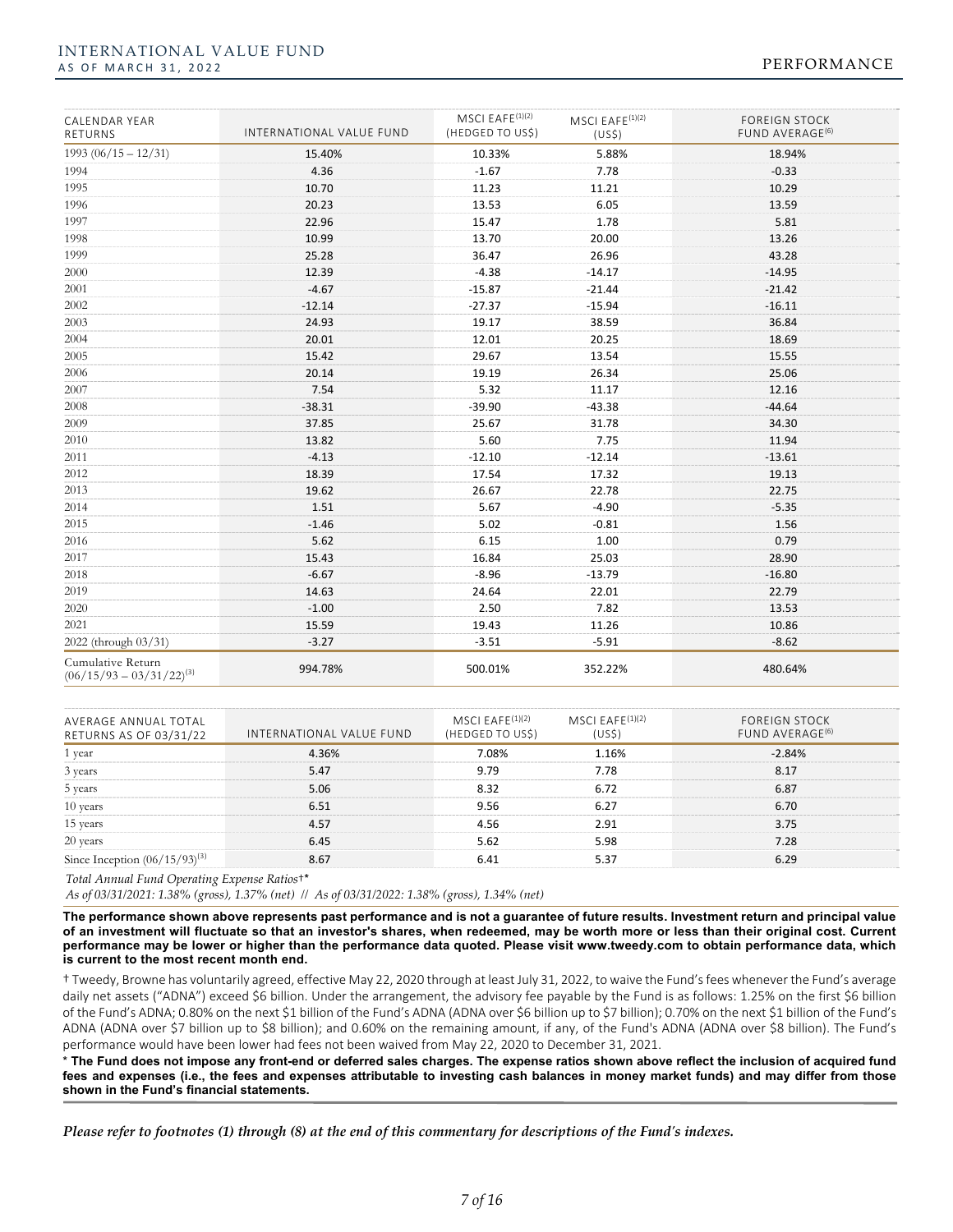# INTERNATIONAL VALUE FUND
AS OF MARCH 31, 2022

## PERFORMANCE

| CALENDAR YEAR RETURNS | INTERNATIONAL VALUE FUND | MSCI EAFE[1][2] (HEDGED TO US$) | MSCI EAFE[1][2] (US$) | FOREIGN STOCK FUND AVERAGE[6] |
|---|---|---|---|---|
| 1993 (06/15 – 12/31) | 15.40% | 10.33% | 5.88% | 18.94% |
| 1994 | 4.36 | -1.67 | 7.78 | -0.33 |
| 1995 | 10.70 | 11.23 | 11.21 | 10.29 |
| 1996 | 20.23 | 13.53 | 6.05 | 13.59 |
| 1997 | 22.96 | 15.47 | 1.78 | 5.81 |
| 1998 | 10.99 | 13.70 | 20.00 | 13.26 |
| 1999 | 25.28 | 36.47 | 26.96 | 43.28 |
| 2000 | 12.39 | -4.38 | -14.17 | -14.95 |
| 2001 | -4.67 | -15.87 | -21.44 | -21.42 |
| 2002 | -12.14 | -27.37 | -15.94 | -16.11 |
| 2003 | 24.93 | 19.17 | 38.59 | 36.84 |
| 2004 | 20.01 | 12.01 | 20.25 | 18.69 |
| 2005 | 15.42 | 29.67 | 13.54 | 15.55 |
| 2006 | 20.14 | 19.19 | 26.34 | 25.06 |
| 2007 | 7.54 | 5.32 | 11.17 | 12.16 |
| 2008 | -38.31 | -39.90 | -43.38 | -44.64 |
| 2009 | 37.85 | 25.67 | 31.78 | 34.30 |
| 2010 | 13.82 | 5.60 | 7.75 | 11.94 |
| 2011 | -4.13 | -12.10 | -12.14 | -13.61 |
| 2012 | 18.39 | 17.54 | 17.32 | 19.13 |
| 2013 | 19.62 | 26.67 | 22.78 | 22.75 |
| 2014 | 1.51 | 5.67 | -4.90 | -5.35 |
| 2015 | -1.46 | 5.02 | -0.81 | 1.56 |
| 2016 | 5.62 | 6.15 | 1.00 | 0.79 |
| 2017 | 15.43 | 16.84 | 25.03 | 28.90 |
| 2018 | -6.67 | -8.96 | -13.79 | -16.80 |
| 2019 | 14.63 | 24.64 | 22.01 | 22.79 |
| 2020 | -1.00 | 2.50 | 7.82 | 13.53 |
| 2021 | 15.59 | 19.43 | 11.26 | 10.86 |
| 2022 (through 03/31) | -3.27 | -3.51 | -5.91 | -8.62 |
| Cumulative Return (06/15/93 – 03/31/22)[3] | 994.78% | 500.01% | 352.22% | 480.64% |

| AVERAGE ANNUAL TOTAL RETURNS AS OF 03/31/22 | INTERNATIONAL VALUE FUND | MSCI EAFE[1][2] (HEDGED TO US$) | MSCI EAFE[1][2] (US$) | FOREIGN STOCK FUND AVERAGE[6] |
|---|---|---|---|---|
| 1 year | 4.36% | 7.08% | 1.16% | -2.84% |
| 3 years | 5.47 | 9.79 | 7.78 | 8.17 |
| 5 years | 5.06 | 8.32 | 6.72 | 6.87 |
| 10 years | 6.51 | 9.56 | 6.27 | 6.70 |
| 15 years | 4.57 | 4.56 | 2.91 | 3.75 |
| 20 years | 6.45 | 5.62 | 5.98 | 7.28 |
| Since Inception (06/15/93)[3] | 8.67 | 6.41 | 5.37 | 6.29 |

*Total Annual Fund Operating Expense Ratios†\**

*As of 03/31/2021: 1.38% (gross), 1.37% (net) // As of 03/31/2022: 1.38% (gross), 1.34% (net)*

**The performance shown above represents past performance and is not a guarantee of future results. Investment return and principal value of an investment will fluctuate so that an investor's shares, when redeemed, may be worth more or less than their original cost. Current performance may be lower or higher than the performance data quoted. Please visit www.tweedy.com to obtain performance data, which is current to the most recent month end.**

† Tweedy, Browne has voluntarily agreed, effective May 22, 2020 through at least July 31, 2022, to waive the Fund's fees whenever the Fund's average daily net assets ("ADNA") exceed $6 billion. Under the arrangement, the advisory fee payable by the Fund is as follows: 1.25% on the first $6 billion of the Fund's ADNA; 0.80% on the next $1 billion of the Fund's ADNA (ADNA over $6 billion up to $7 billion); 0.70% on the next $1 billion of the Fund's ADNA (ADNA over $7 billion up to $8 billion); and 0.60% on the remaining amount, if any, of the Fund's ADNA (ADNA over $8 billion). The Fund's performance would have been lower had fees not been waived from May 22, 2020 to December 31, 2021.

\* **The Fund does not impose any front-end or deferred sales charges. The expense ratios shown above reflect the inclusion of acquired fund fees and expenses (i.e., the fees and expenses attributable to investing cash balances in money market funds) and may differ from those shown in the Fund's financial statements.**

***Please refer to footnotes (1) through (8) at the end of this commentary for descriptions of the Fund's indexes.***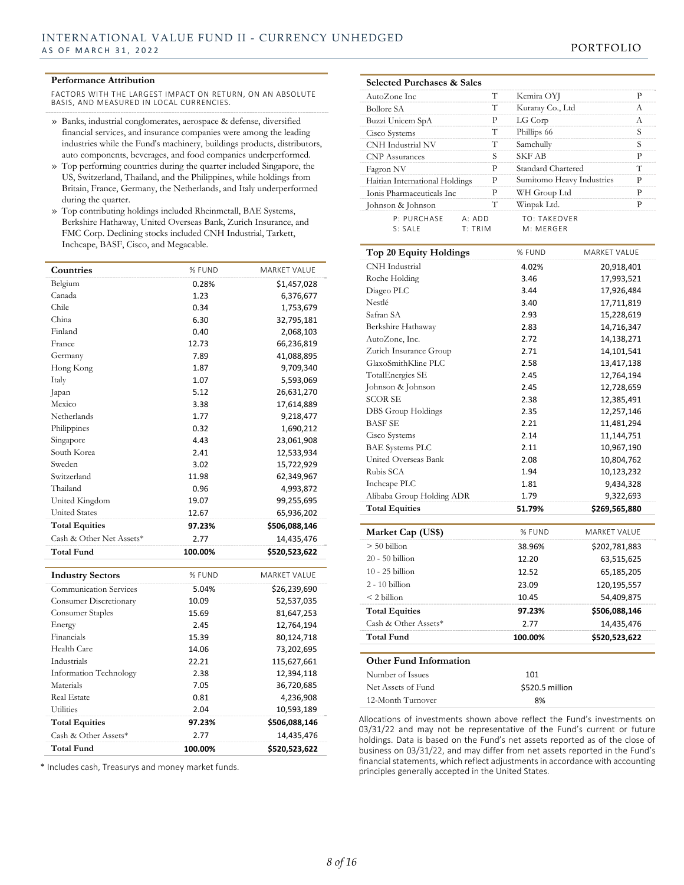# INTERNATIONAL VALUE FUND II - CURRENCY UNHEDGED

AS OF MARCH 31, 2022

## Performance Attribution

FACTORS WITH THE LARGEST IMPACT ON RETURN, ON AN ABSOLUTE BASIS, AND MEASURED IN LOCAL CURRENCIES.

- Banks, industrial conglomerates, aerospace & defense, diversified financial services, and insurance companies were among the leading industries while the Fund's machinery, buildings products, distributors, auto components, beverages, and food companies underperformed.
- Top performing countries during the quarter included Singapore, the US, Switzerland, Thailand, and the Philippines, while holdings from Britain, France, Germany, the Netherlands, and Italy underperformed during the quarter.
- Top contributing holdings included Rheinmetall, BAE Systems, Berkshire Hathaway, United Overseas Bank, Zurich Insurance, and FMC Corp. Declining stocks included CNH Industrial, Tarkett, Inchcape, BASF, Cisco, and Megacable.

| Countries | % FUND | MARKET VALUE |
|---|---|---|
| Belgium | 0.28% | $1,457,028 |
| Canada | 1.23 | 6,376,677 |
| Chile | 0.34 | 1,753,679 |
| China | 6.30 | 32,795,181 |
| Finland | 0.40 | 2,068,103 |
| France | 12.73 | 66,236,819 |
| Germany | 7.89 | 41,088,895 |
| Hong Kong | 1.87 | 9,709,340 |
| Italy | 1.07 | 5,593,069 |
| Japan | 5.12 | 26,631,270 |
| Mexico | 3.38 | 17,614,889 |
| Netherlands | 1.77 | 9,218,477 |
| Philippines | 0.32 | 1,690,212 |
| Singapore | 4.43 | 23,061,908 |
| South Korea | 2.41 | 12,533,934 |
| Sweden | 3.02 | 15,722,929 |
| Switzerland | 11.98 | 62,349,967 |
| Thailand | 0.96 | 4,993,872 |
| United Kingdom | 19.07 | 99,255,695 |
| United States | 12.67 | 65,936,202 |
| **Total Equities** | **97.23%** | **$506,088,146** |
| Cash & Other Net Assets* | 2.77 | 14,435,476 |
| **Total Fund** | **100.00%** | **$520,523,622** |

| Industry Sectors | % FUND | MARKET VALUE |
|---|---|---|
| Communication Services | 5.04% | $26,239,690 |
| Consumer Discretionary | 10.09 | 52,537,035 |
| Consumer Staples | 15.69 | 81,647,253 |
| Energy | 2.45 | 12,764,194 |
| Financials | 15.39 | 80,124,718 |
| Health Care | 14.06 | 73,202,695 |
| Industrials | 22.21 | 115,627,661 |
| Information Technology | 2.38 | 12,394,118 |
| Materials | 7.05 | 36,720,685 |
| Real Estate | 0.81 | 4,236,908 |
| Utilities | 2.04 | 10,593,189 |
| **Total Equities** | **97.23%** | **$506,088,146** |
| Cash & Other Assets* | 2.77 | 14,435,476 |
| **Total Fund** | **100.00%** | **$520,523,622** |

* Includes cash, Treasurys and money market funds.

## Selected Purchases & Sales

| Company | | Company | |
|---|---|---|---|
| AutoZone Inc | T | Kemira OYJ | P |
| Bollore SA | T | Kuraray Co., Ltd | A |
| Buzzi Unicem SpA | P | LG Corp | A |
| Cisco Systems | T | Phillips 66 | S |
| CNH Industrial NV | T | Samchully | S |
| CNP Assurances | S | SKF AB | P |
| Fagron NV | P | Standard Chartered | T |
| Haitian International Holdings | P | Sumitomo Heavy Industries | P |
| Ionis Pharmaceuticals Inc | P | WH Group Ltd | P |
| Johnson & Johnson | T | Winpak Ltd. | P |

P: PURCHASE A: ADD TO: TAKEOVER
S: SALE T: TRIM M: MERGER

| Top 20 Equity Holdings | % FUND | MARKET VALUE |
|---|---|---|
| CNH Industrial | 4.02% | 20,918,401 |
| Roche Holding | 3.46 | 17,993,521 |
| Diageo PLC | 3.44 | 17,926,484 |
| Nestlé | 3.40 | 17,711,819 |
| Safran SA | 2.93 | 15,228,619 |
| Berkshire Hathaway | 2.83 | 14,716,347 |
| AutoZone, Inc. | 2.72 | 14,138,271 |
| Zurich Insurance Group | 2.71 | 14,101,541 |
| GlaxoSmithKline PLC | 2.58 | 13,417,138 |
| TotalEnergies SE | 2.45 | 12,764,194 |
| Johnson & Johnson | 2.45 | 12,728,659 |
| SCOR SE | 2.38 | 12,385,491 |
| DBS Group Holdings | 2.35 | 12,257,146 |
| BASF SE | 2.21 | 11,481,294 |
| Cisco Systems | 2.14 | 11,144,751 |
| BAE Systems PLC | 2.11 | 10,967,190 |
| United Overseas Bank | 2.08 | 10,804,762 |
| Rubis SCA | 1.94 | 10,123,232 |
| Inchcape PLC | 1.81 | 9,434,328 |
| Alibaba Group Holding ADR | 1.79 | 9,322,693 |
| **Total Equities** | **51.79%** | **$269,565,880** |

| Market Cap (US$) | % FUND | MARKET VALUE |
|---|---|---|
| > 50 billion | 38.96% | $202,781,883 |
| 20 - 50 billion | 12.20 | 63,515,625 |
| 10 - 25 billion | 12.52 | 65,185,205 |
| 2 - 10 billion | 23.09 | 120,195,557 |
| < 2 billion | 10.45 | 54,409,875 |
| **Total Equities** | **97.23%** | **$506,088,146** |
| Cash & Other Assets* | 2.77 | 14,435,476 |
| **Total Fund** | **100.00%** | **$520,523,622** |

| Other Fund Information | |
|---|---|
| Number of Issues | 101 |
| Net Assets of Fund | $520.5 million |
| 12-Month Turnover | 8% |

Allocations of investments shown above reflect the Fund's investments on 03/31/22 and may not be representative of the Fund's current or future holdings. Data is based on the Fund's net assets reported as of the close of business on 03/31/22, and may differ from net assets reported in the Fund's financial statements, which reflect adjustments in accordance with accounting principles generally accepted in the United States.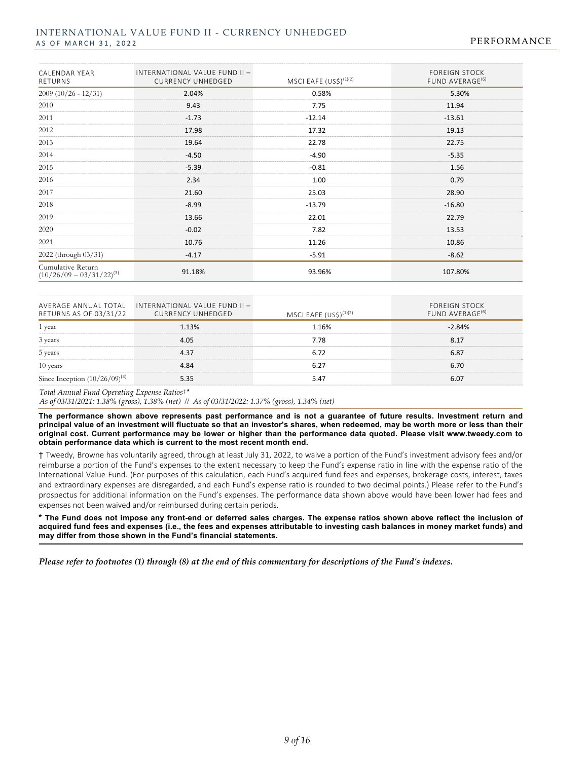# INTERNATIONAL VALUE FUND II - CURRENCY UNHEDGED

AS OF MARCH 31, 2022

## PERFORMANCE

| CALENDAR YEAR RETURNS | INTERNATIONAL VALUE FUND II – CURRENCY UNHEDGED | MSCI EAFE (US$)[1][2] | FOREIGN STOCK FUND AVERAGE[6] |
|---|---|---|---|
| 2009 (10/26 - 12/31) | 2.04% | 0.58% | 5.30% |
| 2010 | 9.43 | 7.75 | 11.94 |
| 2011 | -1.73 | -12.14 | -13.61 |
| 2012 | 17.98 | 17.32 | 19.13 |
| 2013 | 19.64 | 22.78 | 22.75 |
| 2014 | -4.50 | -4.90 | -5.35 |
| 2015 | -5.39 | -0.81 | 1.56 |
| 2016 | 2.34 | 1.00 | 0.79 |
| 2017 | 21.60 | 25.03 | 28.90 |
| 2018 | -8.99 | -13.79 | -16.80 |
| 2019 | 13.66 | 22.01 | 22.79 |
| 2020 | -0.02 | 7.82 | 13.53 |
| 2021 | 10.76 | 11.26 | 10.86 |
| 2022 (through 03/31) | -4.17 | -5.91 | -8.62 |
| Cumulative Return (10/26/09 – 03/31/22)[3] | 91.18% | 93.96% | 107.80% |

| AVERAGE ANNUAL TOTAL RETURNS AS OF 03/31/22 | INTERNATIONAL VALUE FUND II – CURRENCY UNHEDGED | MSCI EAFE (US$)[1][2] | FOREIGN STOCK FUND AVERAGE[6] |
|---|---|---|---|
| 1 year | 1.13% | 1.16% | -2.84% |
| 3 years | 4.05 | 7.78 | 8.17 |
| 5 years | 4.37 | 6.72 | 6.87 |
| 10 years | 4.84 | 6.27 | 6.70 |
| Since Inception (10/26/09)[3] | 5.35 | 5.47 | 6.07 |

*Total Annual Fund Operating Expense Ratios†\**

*As of 03/31/2021: 1.38% (gross), 1.38% (net) // As of 03/31/2022: 1.37% (gross), 1.34% (net)*

**The performance shown above represents past performance and is not a guarantee of future results. Investment return and principal value of an investment will fluctuate so that an investor's shares, when redeemed, may be worth more or less than their original cost. Current performance may be lower or higher than the performance data quoted. Please visit www.tweedy.com to obtain performance data which is current to the most recent month end.**

† Tweedy, Browne has voluntarily agreed, through at least July 31, 2022, to waive a portion of the Fund's investment advisory fees and/or reimburse a portion of the Fund's expenses to the extent necessary to keep the Fund's expense ratio in line with the expense ratio of the International Value Fund. (For purposes of this calculation, each Fund's acquired fund fees and expenses, brokerage costs, interest, taxes and extraordinary expenses are disregarded, and each Fund's expense ratio is rounded to two decimal points.) Please refer to the Fund's prospectus for additional information on the Fund's expenses. The performance data shown above would have been lower had fees and expenses not been waived and/or reimbursed during certain periods.

**\* The Fund does not impose any front-end or deferred sales charges. The expense ratios shown above reflect the inclusion of acquired fund fees and expenses (i.e., the fees and expenses attributable to investing cash balances in money market funds) and may differ from those shown in the Fund's financial statements.**

***Please refer to footnotes (1) through (8) at the end of this commentary for descriptions of the Fund's indexes.***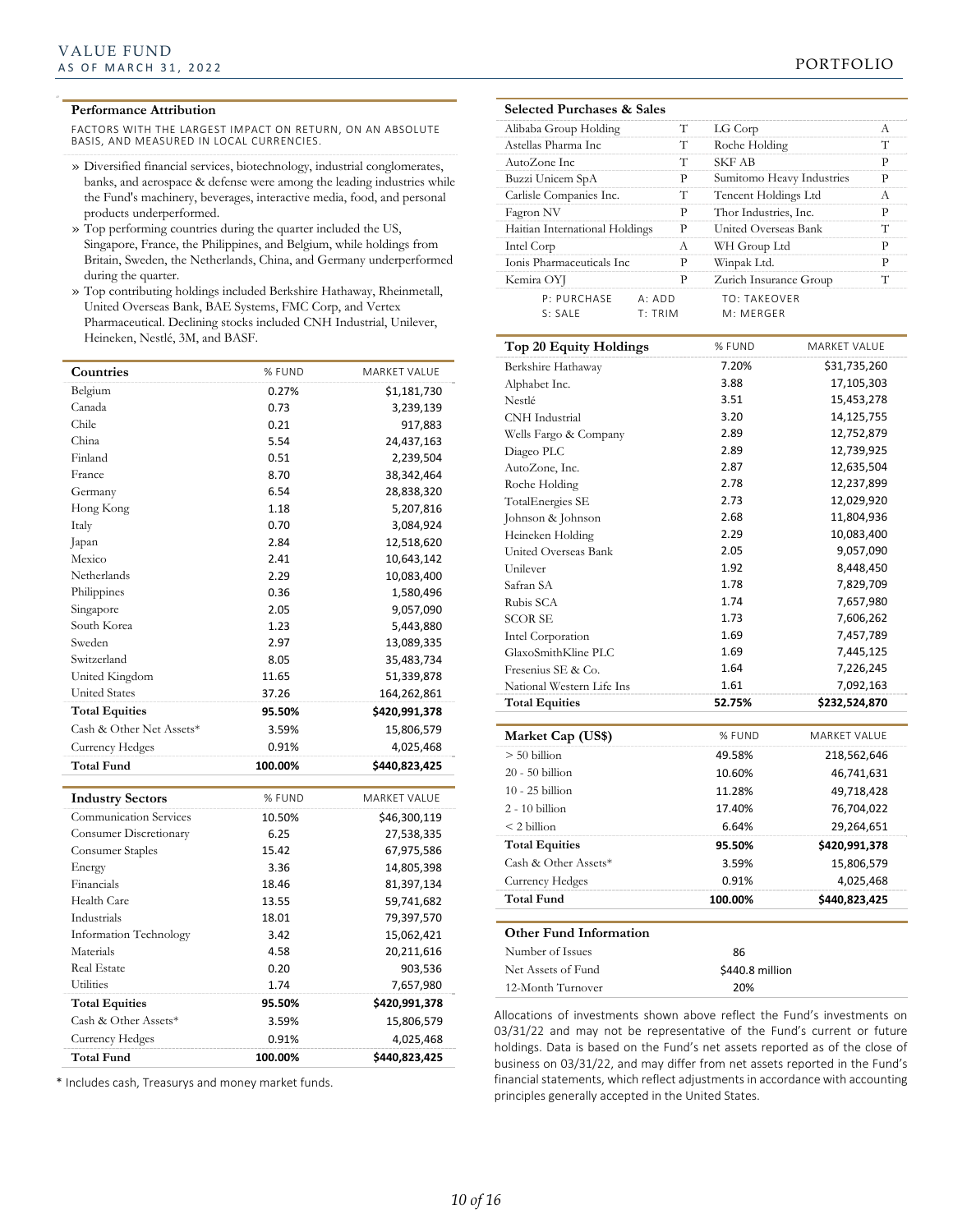# VALUE FUND

AS OF MARCH 31, 2022

PORTFOLIO

### Performance Attribution

FACTORS WITH THE LARGEST IMPACT ON RETURN, ON AN ABSOLUTE BASIS, AND MEASURED IN LOCAL CURRENCIES.

» Diversified financial services, biotechnology, industrial conglomerates, banks, and aerospace & defense were among the leading industries while the Fund's machinery, beverages, interactive media, food, and personal products underperformed.

» Top performing countries during the quarter included the US, Singapore, France, the Philippines, and Belgium, while holdings from Britain, Sweden, the Netherlands, China, and Germany underperformed during the quarter.

» Top contributing holdings included Berkshire Hathaway, Rheinmetall, United Overseas Bank, BAE Systems, FMC Corp, and Vertex Pharmaceutical. Declining stocks included CNH Industrial, Unilever, Heineken, Nestlé, 3M, and BASF.

| Countries | % FUND | MARKET VALUE |
|---|---|---|
| Belgium | 0.27% | $1,181,730 |
| Canada | 0.73 | 3,239,139 |
| Chile | 0.21 | 917,883 |
| China | 5.54 | 24,437,163 |
| Finland | 0.51 | 2,239,504 |
| France | 8.70 | 38,342,464 |
| Germany | 6.54 | 28,838,320 |
| Hong Kong | 1.18 | 5,207,816 |
| Italy | 0.70 | 3,084,924 |
| Japan | 2.84 | 12,518,620 |
| Mexico | 2.41 | 10,643,142 |
| Netherlands | 2.29 | 10,083,400 |
| Philippines | 0.36 | 1,580,496 |
| Singapore | 2.05 | 9,057,090 |
| South Korea | 1.23 | 5,443,880 |
| Sweden | 2.97 | 13,089,335 |
| Switzerland | 8.05 | 35,483,734 |
| United Kingdom | 11.65 | 51,339,878 |
| United States | 37.26 | 164,262,861 |
| **Total Equities** | **95.50%** | **$420,991,378** |
| Cash & Other Net Assets* | 3.59% | 15,806,579 |
| Currency Hedges | 0.91% | 4,025,468 |
| **Total Fund** | **100.00%** | **$440,823,425** |

| Industry Sectors | % FUND | MARKET VALUE |
|---|---|---|
| Communication Services | 10.50% | $46,300,119 |
| Consumer Discretionary | 6.25 | 27,538,335 |
| Consumer Staples | 15.42 | 67,975,586 |
| Energy | 3.36 | 14,805,398 |
| Financials | 18.46 | 81,397,134 |
| Health Care | 13.55 | 59,741,682 |
| Industrials | 18.01 | 79,397,570 |
| Information Technology | 3.42 | 15,062,421 |
| Materials | 4.58 | 20,211,616 |
| Real Estate | 0.20 | 903,536 |
| Utilities | 1.74 | 7,657,980 |
| **Total Equities** | **95.50%** | **$420,991,378** |
| Cash & Other Assets* | 3.59% | 15,806,579 |
| Currency Hedges | 0.91% | 4,025,468 |
| **Total Fund** | **100.00%** | **$440,823,425** |

* Includes cash, Treasurys and money market funds.

### Selected Purchases & Sales

| | | | |
|---|---|---|---|
| Alibaba Group Holding | T | LG Corp | A |
| Astellas Pharma Inc | T | Roche Holding | T |
| AutoZone Inc | T | SKF AB | P |
| Buzzi Unicem SpA | P | Sumitomo Heavy Industries | P |
| Carlisle Companies Inc. | T | Tencent Holdings Ltd | A |
| Fagron NV | P | Thor Industries, Inc. | P |
| Haitian International Holdings | P | United Overseas Bank | T |
| Intel Corp | A | WH Group Ltd | P |
| Ionis Pharmaceuticals Inc | P | Winpak Ltd. | P |
| Kemira OYJ | P | Zurich Insurance Group | T |

P: PURCHASE A: ADD TO: TAKEOVER
S: SALE T: TRIM M: MERGER

| Top 20 Equity Holdings | % FUND | MARKET VALUE |
|---|---|---|
| Berkshire Hathaway | 7.20% | $31,735,260 |
| Alphabet Inc. | 3.88 | 17,105,303 |
| Nestlé | 3.51 | 15,453,278 |
| CNH Industrial | 3.20 | 14,125,755 |
| Wells Fargo & Company | 2.89 | 12,752,879 |
| Diageo PLC | 2.89 | 12,739,925 |
| AutoZone, Inc. | 2.87 | 12,635,504 |
| Roche Holding | 2.78 | 12,237,899 |
| TotalEnergies SE | 2.73 | 12,029,920 |
| Johnson & Johnson | 2.68 | 11,804,936 |
| Heineken Holding | 2.29 | 10,083,400 |
| United Overseas Bank | 2.05 | 9,057,090 |
| Unilever | 1.92 | 8,448,450 |
| Safran SA | 1.78 | 7,829,709 |
| Rubis SCA | 1.74 | 7,657,980 |
| SCOR SE | 1.73 | 7,606,262 |
| Intel Corporation | 1.69 | 7,457,789 |
| GlaxoSmithKline PLC | 1.69 | 7,445,125 |
| Fresenius SE & Co. | 1.64 | 7,226,245 |
| National Western Life Ins | 1.61 | 7,092,163 |
| **Total Equities** | **52.75%** | **$232,524,870** |

| Market Cap (US$) | % FUND | MARKET VALUE |
|---|---|---|
| > 50 billion | 49.58% | 218,562,646 |
| 20 - 50 billion | 10.60% | 46,741,631 |
| 10 - 25 billion | 11.28% | 49,718,428 |
| 2 - 10 billion | 17.40% | 76,704,022 |
| < 2 billion | 6.64% | 29,264,651 |
| **Total Equities** | **95.50%** | **$420,991,378** |
| Cash & Other Assets* | 3.59% | 15,806,579 |
| Currency Hedges | 0.91% | 4,025,468 |
| **Total Fund** | **100.00%** | **$440,823,425** |

### Other Fund Information

| | |
|---|---|
| Number of Issues | 86 |
| Net Assets of Fund | $440.8 million |
| 12-Month Turnover | 20% |

Allocations of investments shown above reflect the Fund's investments on 03/31/22 and may not be representative of the Fund's current or future holdings. Data is based on the Fund's net assets reported as of the close of business on 03/31/22, and may differ from net assets reported in the Fund's financial statements, which reflect adjustments in accordance with accounting principles generally accepted in the United States.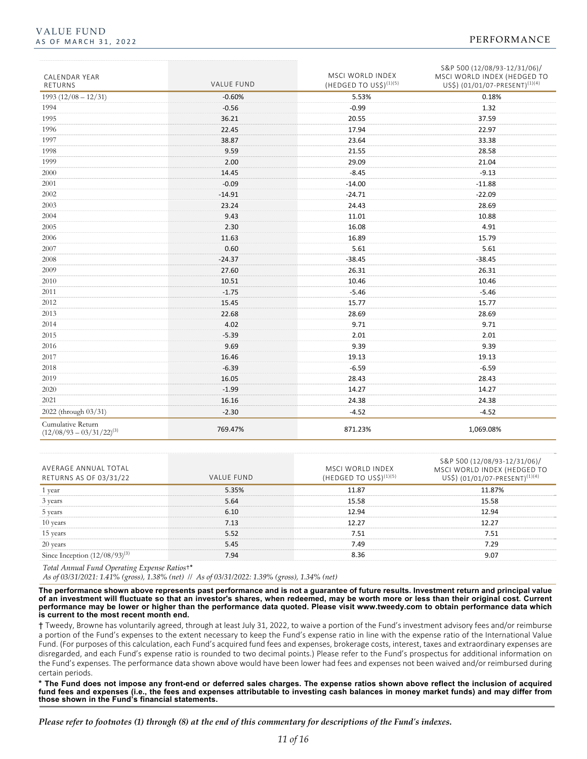# VALUE FUND
AS OF MARCH 31, 2022

## PERFORMANCE

| CALENDAR YEAR RETURNS | VALUE FUND | MSCI WORLD INDEX (HEDGED TO US$)[1][5] | S&P 500 (12/08/93-12/31/06)/ MSCI WORLD INDEX (HEDGED TO US$) (01/01/07-PRESENT)[1][4] |
|---|---|---|---|
| 1993 (12/08 – 12/31) | -0.60% | 5.53% | 0.18% |
| 1994 | -0.56 | -0.99 | 1.32 |
| 1995 | 36.21 | 20.55 | 37.59 |
| 1996 | 22.45 | 17.94 | 22.97 |
| 1997 | 38.87 | 23.64 | 33.38 |
| 1998 | 9.59 | 21.55 | 28.58 |
| 1999 | 2.00 | 29.09 | 21.04 |
| 2000 | 14.45 | -8.45 | -9.13 |
| 2001 | -0.09 | -14.00 | -11.88 |
| 2002 | -14.91 | -24.71 | -22.09 |
| 2003 | 23.24 | 24.43 | 28.69 |
| 2004 | 9.43 | 11.01 | 10.88 |
| 2005 | 2.30 | 16.08 | 4.91 |
| 2006 | 11.63 | 16.89 | 15.79 |
| 2007 | 0.60 | 5.61 | 5.61 |
| 2008 | -24.37 | -38.45 | -38.45 |
| 2009 | 27.60 | 26.31 | 26.31 |
| 2010 | 10.51 | 10.46 | 10.46 |
| 2011 | -1.75 | -5.46 | -5.46 |
| 2012 | 15.45 | 15.77 | 15.77 |
| 2013 | 22.68 | 28.69 | 28.69 |
| 2014 | 4.02 | 9.71 | 9.71 |
| 2015 | -5.39 | 2.01 | 2.01 |
| 2016 | 9.69 | 9.39 | 9.39 |
| 2017 | 16.46 | 19.13 | 19.13 |
| 2018 | -6.39 | -6.59 | -6.59 |
| 2019 | 16.05 | 28.43 | 28.43 |
| 2020 | -1.99 | 14.27 | 14.27 |
| 2021 | 16.16 | 24.38 | 24.38 |
| 2022 (through 03/31) | -2.30 | -4.52 | -4.52 |
| Cumulative Return (12/08/93 – 03/31/22)[3] | 769.47% | 871.23% | 1,069.08% |

| AVERAGE ANNUAL TOTAL RETURNS AS OF 03/31/22 | VALUE FUND | MSCI WORLD INDEX (HEDGED TO US$)[1][5] | S&P 500 (12/08/93-12/31/06)/ MSCI WORLD INDEX (HEDGED TO US$) (01/01/07-PRESENT)[1][4] |
|---|---|---|---|
| 1 year | 5.35% | 11.87 | 11.87% |
| 3 years | 5.64 | 15.58 | 15.58 |
| 5 years | 6.10 | 12.94 | 12.94 |
| 10 years | 7.13 | 12.27 | 12.27 |
| 15 years | 5.52 | 7.51 | 7.51 |
| 20 years | 5.45 | 7.49 | 7.29 |
| Since Inception (12/08/93)[3] | 7.94 | 8.36 | 9.07 |

*Total Annual Fund Operating Expense Ratios†\**

*As of 03/31/2021: 1.41% (gross), 1.38% (net) // As of 03/31/2022: 1.39% (gross), 1.34% (net)*

**The performance shown above represents past performance and is not a guarantee of future results. Investment return and principal value of an investment will fluctuate so that an investor's shares, when redeemed, may be worth more or less than their original cost. Current performance may be lower or higher than the performance data quoted. Please visit www.tweedy.com to obtain performance data which is current to the most recent month end.**

† Tweedy, Browne has voluntarily agreed, through at least July 31, 2022, to waive a portion of the Fund's investment advisory fees and/or reimburse a portion of the Fund's expenses to the extent necessary to keep the Fund's expense ratio in line with the expense ratio of the International Value Fund. (For purposes of this calculation, each Fund's acquired fund fees and expenses, brokerage costs, interest, taxes and extraordinary expenses are disregarded, and each Fund's expense ratio is rounded to two decimal points.) Please refer to the Fund's prospectus for additional information on the Fund's expenses. The performance data shown above would have been lower had fees and expenses not been waived and/or reimbursed during certain periods.

**\* The Fund does not impose any front-end or deferred sales charges. The expense ratios shown above reflect the inclusion of acquired fund fees and expenses (i.e., the fees and expenses attributable to investing cash balances in money market funds) and may differ from those shown in the Fund's financial statements.**

***Please refer to footnotes (1) through (8) at the end of this commentary for descriptions of the Fund's indexes.***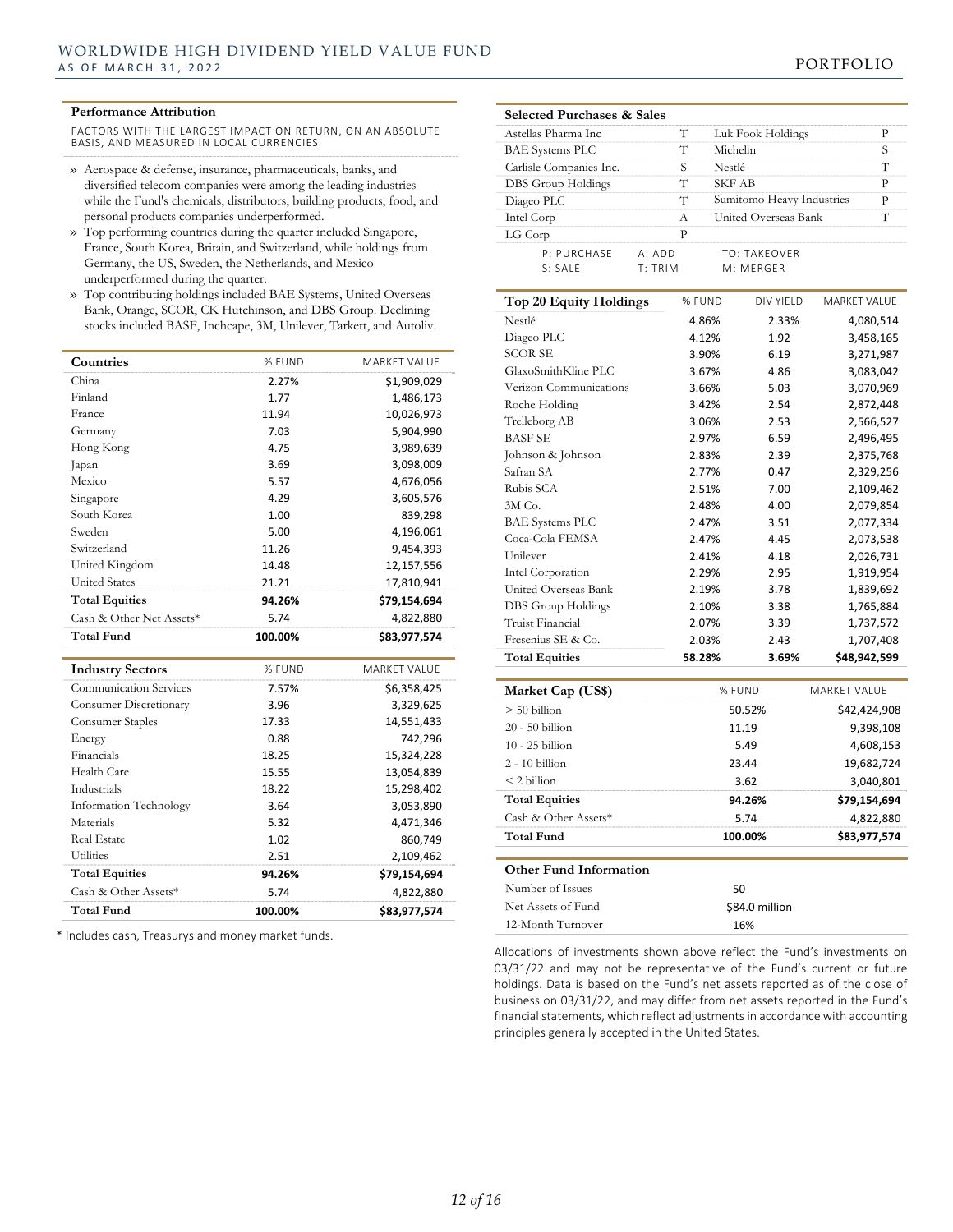## Performance Attribution

FACTORS WITH THE LARGEST IMPACT ON RETURN, ON AN ABSOLUTE BASIS, AND MEASURED IN LOCAL CURRENCIES.

- Aerospace & defense, insurance, pharmaceuticals, banks, and diversified telecom companies were among the leading industries while the Fund's chemicals, distributors, building products, food, and personal products companies underperformed.
- Top performing countries during the quarter included Singapore, France, South Korea, Britain, and Switzerland, while holdings from Germany, the US, Sweden, the Netherlands, and Mexico underperformed during the quarter.
- Top contributing holdings included BAE Systems, United Overseas Bank, Orange, SCOR, CK Hutchinson, and DBS Group. Declining stocks included BASF, Inchcape, 3M, Unilever, Tarkett, and Autoliv.

| Countries | % FUND | MARKET VALUE |
|---|---|---|
| China | 2.27% | $1,909,029 |
| Finland | 1.77 | 1,486,173 |
| France | 11.94 | 10,026,973 |
| Germany | 7.03 | 5,904,990 |
| Hong Kong | 4.75 | 3,989,639 |
| Japan | 3.69 | 3,098,009 |
| Mexico | 5.57 | 4,676,056 |
| Singapore | 4.29 | 3,605,576 |
| South Korea | 1.00 | 839,298 |
| Sweden | 5.00 | 4,196,061 |
| Switzerland | 11.26 | 9,454,393 |
| United Kingdom | 14.48 | 12,157,556 |
| United States | 21.21 | 17,810,941 |
| **Total Equities** | **94.26%** | **$79,154,694** |
| Cash & Other Net Assets* | 5.74 | 4,822,880 |
| **Total Fund** | **100.00%** | **$83,977,574** |

| Industry Sectors | % FUND | MARKET VALUE |
|---|---|---|
| Communication Services | 7.57% | $6,358,425 |
| Consumer Discretionary | 3.96 | 3,329,625 |
| Consumer Staples | 17.33 | 14,551,433 |
| Energy | 0.88 | 742,296 |
| Financials | 18.25 | 15,324,228 |
| Health Care | 15.55 | 13,054,839 |
| Industrials | 18.22 | 15,298,402 |
| Information Technology | 3.64 | 3,053,890 |
| Materials | 5.32 | 4,471,346 |
| Real Estate | 1.02 | 860,749 |
| Utilities | 2.51 | 2,109,462 |
| **Total Equities** | **94.26%** | **$79,154,694** |
| Cash & Other Assets* | 5.74 | 4,822,880 |
| **Total Fund** | **100.00%** | **$83,977,574** |

* Includes cash, Treasurys and money market funds.

## Selected Purchases & Sales

| | | | |
|---|---|---|---|
| Astellas Pharma Inc | T | Luk Fook Holdings | P |
| BAE Systems PLC | T | Michelin | S |
| Carlisle Companies Inc. | S | Nestlé | T |
| DBS Group Holdings | T | SKF AB | P |
| Diageo PLC | T | Sumitomo Heavy Industries | P |
| Intel Corp | A | United Overseas Bank | T |
| LG Corp | P | | |

P: PURCHASE  A: ADD  TO: TAKEOVER
S: SALE  T: TRIM  M: MERGER

| Top 20 Equity Holdings | % FUND | DIV YIELD | MARKET VALUE |
|---|---|---|---|
| Nestlé | 4.86% | 2.33% | 4,080,514 |
| Diageo PLC | 4.12% | 1.92 | 3,458,165 |
| SCOR SE | 3.90% | 6.19 | 3,271,987 |
| GlaxoSmithKline PLC | 3.67% | 4.86 | 3,083,042 |
| Verizon Communications | 3.66% | 5.03 | 3,070,969 |
| Roche Holding | 3.42% | 2.54 | 2,872,448 |
| Trelleborg AB | 3.06% | 2.53 | 2,566,527 |
| BASF SE | 2.97% | 6.59 | 2,496,495 |
| Johnson & Johnson | 2.83% | 2.39 | 2,375,768 |
| Safran SA | 2.77% | 0.47 | 2,329,256 |
| Rubis SCA | 2.51% | 7.00 | 2,109,462 |
| 3M Co. | 2.48% | 4.00 | 2,079,854 |
| BAE Systems PLC | 2.47% | 3.51 | 2,077,334 |
| Coca-Cola FEMSA | 2.47% | 4.45 | 2,073,538 |
| Unilever | 2.41% | 4.18 | 2,026,731 |
| Intel Corporation | 2.29% | 2.95 | 1,919,954 |
| United Overseas Bank | 2.19% | 3.78 | 1,839,692 |
| DBS Group Holdings | 2.10% | 3.38 | 1,765,884 |
| Truist Financial | 2.07% | 3.39 | 1,737,572 |
| Fresenius SE & Co. | 2.03% | 2.43 | 1,707,408 |
| **Total Equities** | **58.28%** | **3.69%** | **$48,942,599** |

| Market Cap (US$) | % FUND | MARKET VALUE |
|---|---|---|
| > 50 billion | 50.52% | $42,424,908 |
| 20 - 50 billion | 11.19 | 9,398,108 |
| 10 - 25 billion | 5.49 | 4,608,153 |
| 2 - 10 billion | 23.44 | 19,682,724 |
| < 2 billion | 3.62 | 3,040,801 |
| **Total Equities** | **94.26%** | **$79,154,694** |
| Cash & Other Assets* | 5.74 | 4,822,880 |
| **Total Fund** | **100.00%** | **$83,977,574** |

## Other Fund Information

| | |
|---|---|
| Number of Issues | 50 |
| Net Assets of Fund | $84.0 million |
| 12-Month Turnover | 16% |

Allocations of investments shown above reflect the Fund's investments on 03/31/22 and may not be representative of the Fund's current or future holdings. Data is based on the Fund's net assets reported as of the close of business on 03/31/22, and may differ from net assets reported in the Fund's financial statements, which reflect adjustments in accordance with accounting principles generally accepted in the United States.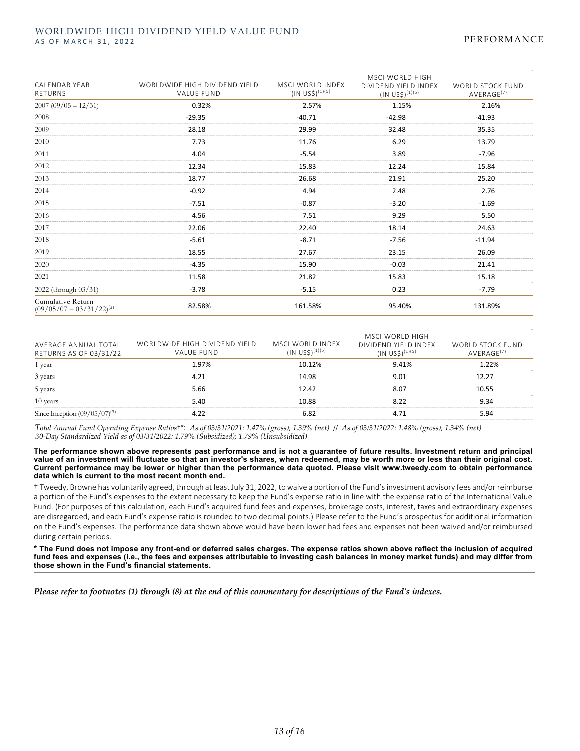| CALENDAR YEAR RETURNS | WORLDWIDE HIGH DIVIDEND YIELD VALUE FUND | MSCI WORLD INDEX (IN US$)(1)(5) | MSCI WORLD HIGH DIVIDEND YIELD INDEX (IN US$)(1)(5) | WORLD STOCK FUND AVERAGE(7) |
|---|---|---|---|---|
| 2007 (09/05 – 12/31) | 0.32% | 2.57% | 1.15% | 2.16% |
| 2008 | -29.35 | -40.71 | -42.98 | -41.93 |
| 2009 | 28.18 | 29.99 | 32.48 | 35.35 |
| 2010 | 7.73 | 11.76 | 6.29 | 13.79 |
| 2011 | 4.04 | -5.54 | 3.89 | -7.96 |
| 2012 | 12.34 | 15.83 | 12.24 | 15.84 |
| 2013 | 18.77 | 26.68 | 21.91 | 25.20 |
| 2014 | -0.92 | 4.94 | 2.48 | 2.76 |
| 2015 | -7.51 | -0.87 | -3.20 | -1.69 |
| 2016 | 4.56 | 7.51 | 9.29 | 5.50 |
| 2017 | 22.06 | 22.40 | 18.14 | 24.63 |
| 2018 | -5.61 | -8.71 | -7.56 | -11.94 |
| 2019 | 18.55 | 27.67 | 23.15 | 26.09 |
| 2020 | -4.35 | 15.90 | -0.03 | 21.41 |
| 2021 | 11.58 | 21.82 | 15.83 | 15.18 |
| 2022 (through 03/31) | -3.78 | -5.15 | 0.23 | -7.79 |
| Cumulative Return (09/05/07 – 03/31/22)(3) | 82.58% | 161.58% | 95.40% | 131.89% |

| AVERAGE ANNUAL TOTAL RETURNS AS OF 03/31/22 | WORLDWIDE HIGH DIVIDEND YIELD VALUE FUND | MSCI WORLD INDEX (IN US$)(1)(5) | MSCI WORLD HIGH DIVIDEND YIELD INDEX (IN US$)(1)(5) | WORLD STOCK FUND AVERAGE(7) |
|---|---|---|---|---|
| 1 year | 1.97% | 10.12% | 9.41% | 1.22% |
| 3 years | 4.21 | 14.98 | 9.01 | 12.27 |
| 5 years | 5.66 | 12.42 | 8.07 | 10.55 |
| 10 years | 5.40 | 10.88 | 8.22 | 9.34 |
| Since Inception (09/05/07)(3) | 4.22 | 6.82 | 4.71 | 5.94 |

*Total Annual Fund Operating Expense Ratios†\*: As of 03/31/2021: 1.47% (gross); 1.39% (net) // As of 03/31/2022: 1.48% (gross); 1.34% (net)*
*30-Day Standardized Yield as of 03/31/2022: 1.79% (Subsidized); 1.79% (Unsubsidized)*

**The performance shown above represents past performance and is not a guarantee of future results. Investment return and principal value of an investment will fluctuate so that an investor's shares, when redeemed, may be worth more or less than their original cost. Current performance may be lower or higher than the performance data quoted. Please visit www.tweedy.com to obtain performance data which is current to the most recent month end.**

† Tweedy, Browne has voluntarily agreed, through at least July 31, 2022, to waive a portion of the Fund's investment advisory fees and/or reimburse a portion of the Fund's expenses to the extent necessary to keep the Fund's expense ratio in line with the expense ratio of the International Value Fund. (For purposes of this calculation, each Fund's acquired fund fees and expenses, brokerage costs, interest, taxes and extraordinary expenses are disregarded, and each Fund's expense ratio is rounded to two decimal points.) Please refer to the Fund's prospectus for additional information on the Fund's expenses. The performance data shown above would have been lower had fees and expenses not been waived and/or reimbursed during certain periods.

**\* The Fund does not impose any front-end or deferred sales charges. The expense ratios shown above reflect the inclusion of acquired fund fees and expenses (i.e., the fees and expenses attributable to investing cash balances in money market funds) and may differ from those shown in the Fund's financial statements.**

***Please refer to footnotes (1) through (8) at the end of this commentary for descriptions of the Fund's indexes.***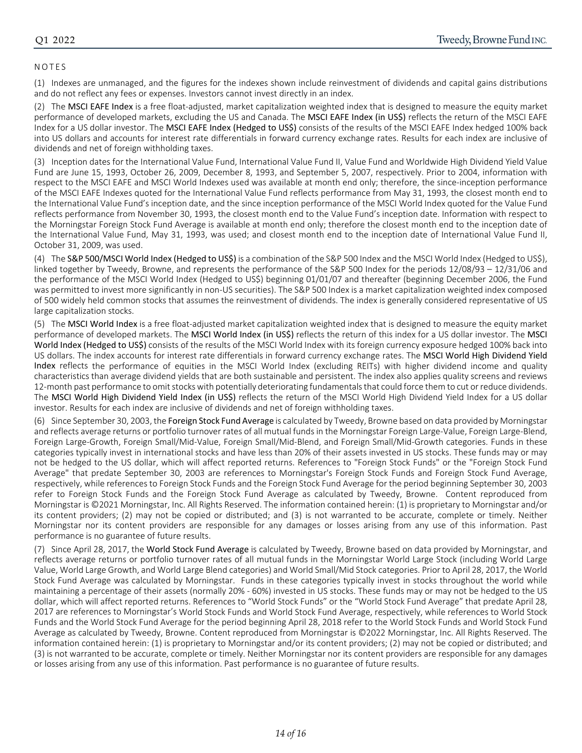## NOTES

(1) Indexes are unmanaged, and the figures for the indexes shown include reinvestment of dividends and capital gains distributions and do not reflect any fees or expenses. Investors cannot invest directly in an index.

(2) The MSCI EAFE Index is a free float-adjusted, market capitalization weighted index that is designed to measure the equity market performance of developed markets, excluding the US and Canada. The MSCI EAFE Index (in US$) reflects the return of the MSCI EAFE Index for a US dollar investor. The MSCI EAFE Index (Hedged to US$) consists of the results of the MSCI EAFE Index hedged 100% back into US dollars and accounts for interest rate differentials in forward currency exchange rates. Results for each index are inclusive of dividends and net of foreign withholding taxes.

(3) Inception dates for the International Value Fund, International Value Fund II, Value Fund and Worldwide High Dividend Yield Value Fund are June 15, 1993, October 26, 2009, December 8, 1993, and September 5, 2007, respectively. Prior to 2004, information with respect to the MSCI EAFE and MSCI World Indexes used was available at month end only; therefore, the since-inception performance of the MSCI EAFE Indexes quoted for the International Value Fund reflects performance from May 31, 1993, the closest month end to the International Value Fund's inception date, and the since inception performance of the MSCI World Index quoted for the Value Fund reflects performance from November 30, 1993, the closest month end to the Value Fund's inception date. Information with respect to the Morningstar Foreign Stock Fund Average is available at month end only; therefore the closest month end to the inception date of the International Value Fund, May 31, 1993, was used; and closest month end to the inception date of International Value Fund II, October 31, 2009, was used.

(4) The S&P 500/MSCI World Index (Hedged to US$) is a combination of the S&P 500 Index and the MSCI World Index (Hedged to US$), linked together by Tweedy, Browne, and represents the performance of the S&P 500 Index for the periods 12/08/93 – 12/31/06 and the performance of the MSCI World Index (Hedged to US$) beginning 01/01/07 and thereafter (beginning December 2006, the Fund was permitted to invest more significantly in non-US securities). The S&P 500 Index is a market capitalization weighted index composed of 500 widely held common stocks that assumes the reinvestment of dividends. The index is generally considered representative of US large capitalization stocks.

(5) The MSCI World Index is a free float-adjusted market capitalization weighted index that is designed to measure the equity market performance of developed markets. The MSCI World Index (in US$) reflects the return of this index for a US dollar investor. The MSCI World Index (Hedged to US$) consists of the results of the MSCI World Index with its foreign currency exposure hedged 100% back into US dollars. The index accounts for interest rate differentials in forward currency exchange rates. The MSCI World High Dividend Yield Index reflects the performance of equities in the MSCI World Index (excluding REITs) with higher dividend income and quality characteristics than average dividend yields that are both sustainable and persistent. The index also applies quality screens and reviews 12-month past performance to omit stocks with potentially deteriorating fundamentals that could force them to cut or reduce dividends. The MSCI World High Dividend Yield Index (in US$) reflects the return of the MSCI World High Dividend Yield Index for a US dollar investor. Results for each index are inclusive of dividends and net of foreign withholding taxes.

(6) Since September 30, 2003, the Foreign Stock Fund Average is calculated by Tweedy, Browne based on data provided by Morningstar and reflects average returns or portfolio turnover rates of all mutual funds in the Morningstar Foreign Large-Value, Foreign Large-Blend, Foreign Large-Growth, Foreign Small/Mid-Value, Foreign Small/Mid-Blend, and Foreign Small/Mid-Growth categories. Funds in these categories typically invest in international stocks and have less than 20% of their assets invested in US stocks. These funds may or may not be hedged to the US dollar, which will affect reported returns. References to "Foreign Stock Funds" or the "Foreign Stock Fund Average" that predate September 30, 2003 are references to Morningstar's Foreign Stock Funds and Foreign Stock Fund Average, respectively, while references to Foreign Stock Funds and the Foreign Stock Fund Average for the period beginning September 30, 2003 refer to Foreign Stock Funds and the Foreign Stock Fund Average as calculated by Tweedy, Browne. Content reproduced from Morningstar is ©2021 Morningstar, Inc. All Rights Reserved. The information contained herein: (1) is proprietary to Morningstar and/or its content providers; (2) may not be copied or distributed; and (3) is not warranted to be accurate, complete or timely. Neither Morningstar nor its content providers are responsible for any damages or losses arising from any use of this information. Past performance is no guarantee of future results.

(7) Since April 28, 2017, the World Stock Fund Average is calculated by Tweedy, Browne based on data provided by Morningstar, and reflects average returns or portfolio turnover rates of all mutual funds in the Morningstar World Large Stock (including World Large Value, World Large Growth, and World Large Blend categories) and World Small/Mid Stock categories. Prior to April 28, 2017, the World Stock Fund Average was calculated by Morningstar. Funds in these categories typically invest in stocks throughout the world while maintaining a percentage of their assets (normally 20% - 60%) invested in US stocks. These funds may or may not be hedged to the US dollar, which will affect reported returns. References to "World Stock Funds" or the "World Stock Fund Average" that predate April 28, 2017 are references to Morningstar's World Stock Funds and World Stock Fund Average, respectively, while references to World Stock Funds and the World Stock Fund Average for the period beginning April 28, 2018 refer to the World Stock Funds and World Stock Fund Average as calculated by Tweedy, Browne. Content reproduced from Morningstar is ©2022 Morningstar, Inc. All Rights Reserved. The information contained herein: (1) is proprietary to Morningstar and/or its content providers; (2) may not be copied or distributed; and (3) is not warranted to be accurate, complete or timely. Neither Morningstar nor its content providers are responsible for any damages or losses arising from any use of this information. Past performance is no guarantee of future results.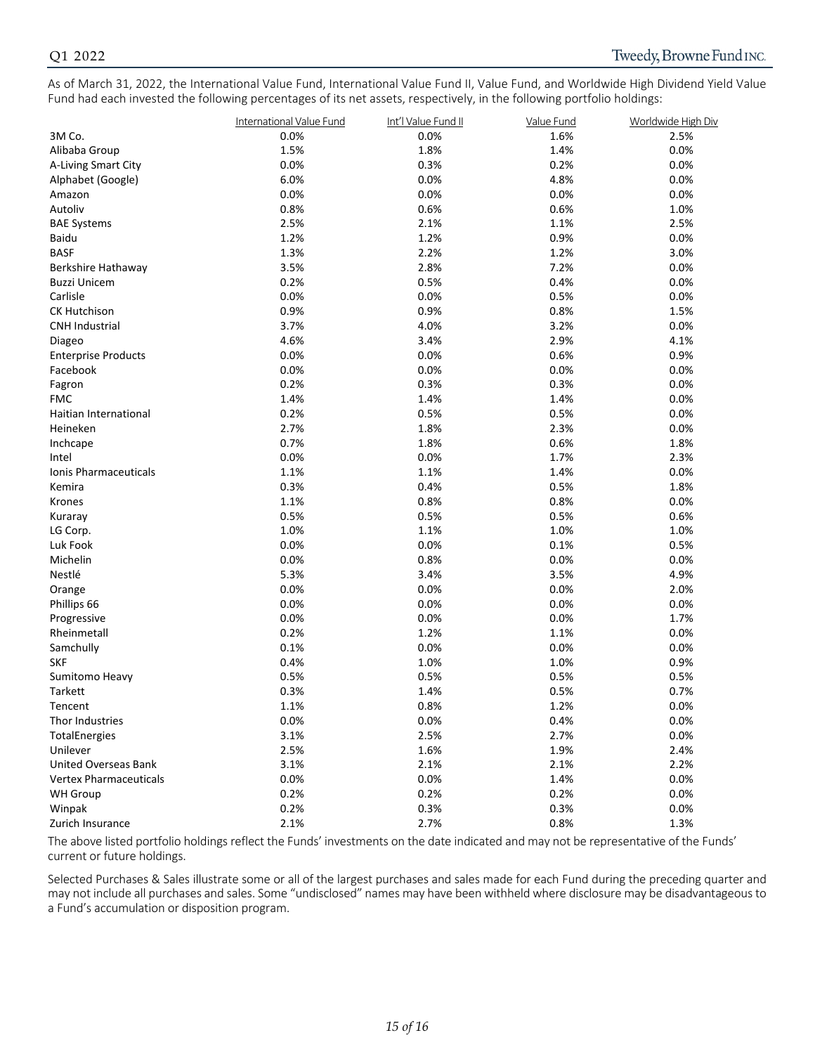As of March 31, 2022, the International Value Fund, International Value Fund II, Value Fund, and Worldwide High Dividend Yield Value Fund had each invested the following percentages of its net assets, respectively, in the following portfolio holdings:

| | International Value Fund | Int'l Value Fund II | Value Fund | Worldwide High Div |
|---|---|---|---|---|
| 3M Co. | 0.0% | 0.0% | 1.6% | 2.5% |
| Alibaba Group | 1.5% | 1.8% | 1.4% | 0.0% |
| A-Living Smart City | 0.0% | 0.3% | 0.2% | 0.0% |
| Alphabet (Google) | 6.0% | 0.0% | 4.8% | 0.0% |
| Amazon | 0.0% | 0.0% | 0.0% | 0.0% |
| Autoliv | 0.8% | 0.6% | 0.6% | 1.0% |
| BAE Systems | 2.5% | 2.1% | 1.1% | 2.5% |
| Baidu | 1.2% | 1.2% | 0.9% | 0.0% |
| BASF | 1.3% | 2.2% | 1.2% | 3.0% |
| Berkshire Hathaway | 3.5% | 2.8% | 7.2% | 0.0% |
| Buzzi Unicem | 0.2% | 0.5% | 0.4% | 0.0% |
| Carlisle | 0.0% | 0.0% | 0.5% | 0.0% |
| CK Hutchison | 0.9% | 0.9% | 0.8% | 1.5% |
| CNH Industrial | 3.7% | 4.0% | 3.2% | 0.0% |
| Diageo | 4.6% | 3.4% | 2.9% | 4.1% |
| Enterprise Products | 0.0% | 0.0% | 0.6% | 0.9% |
| Facebook | 0.0% | 0.0% | 0.0% | 0.0% |
| Fagron | 0.2% | 0.3% | 0.3% | 0.0% |
| FMC | 1.4% | 1.4% | 1.4% | 0.0% |
| Haitian International | 0.2% | 0.5% | 0.5% | 0.0% |
| Heineken | 2.7% | 1.8% | 2.3% | 0.0% |
| Inchcape | 0.7% | 1.8% | 0.6% | 1.8% |
| Intel | 0.0% | 0.0% | 1.7% | 2.3% |
| Ionis Pharmaceuticals | 1.1% | 1.1% | 1.4% | 0.0% |
| Kemira | 0.3% | 0.4% | 0.5% | 1.8% |
| Krones | 1.1% | 0.8% | 0.8% | 0.0% |
| Kuraray | 0.5% | 0.5% | 0.5% | 0.6% |
| LG Corp. | 1.0% | 1.1% | 1.0% | 1.0% |
| Luk Fook | 0.0% | 0.0% | 0.1% | 0.5% |
| Michelin | 0.0% | 0.8% | 0.0% | 0.0% |
| Nestlé | 5.3% | 3.4% | 3.5% | 4.9% |
| Orange | 0.0% | 0.0% | 0.0% | 2.0% |
| Phillips 66 | 0.0% | 0.0% | 0.0% | 0.0% |
| Progressive | 0.0% | 0.0% | 0.0% | 1.7% |
| Rheinmetall | 0.2% | 1.2% | 1.1% | 0.0% |
| Samchully | 0.1% | 0.0% | 0.0% | 0.0% |
| SKF | 0.4% | 1.0% | 1.0% | 0.9% |
| Sumitomo Heavy | 0.5% | 0.5% | 0.5% | 0.5% |
| Tarkett | 0.3% | 1.4% | 0.5% | 0.7% |
| Tencent | 1.1% | 0.8% | 1.2% | 0.0% |
| Thor Industries | 0.0% | 0.0% | 0.4% | 0.0% |
| TotalEnergies | 3.1% | 2.5% | 2.7% | 0.0% |
| Unilever | 2.5% | 1.6% | 1.9% | 2.4% |
| United Overseas Bank | 3.1% | 2.1% | 2.1% | 2.2% |
| Vertex Pharmaceuticals | 0.0% | 0.0% | 1.4% | 0.0% |
| WH Group | 0.2% | 0.2% | 0.2% | 0.0% |
| Winpak | 0.2% | 0.3% | 0.3% | 0.0% |
| Zurich Insurance | 2.1% | 2.7% | 0.8% | 1.3% |

The above listed portfolio holdings reflect the Funds' investments on the date indicated and may not be representative of the Funds' current or future holdings.

Selected Purchases & Sales illustrate some or all of the largest purchases and sales made for each Fund during the preceding quarter and may not include all purchases and sales. Some "undisclosed" names may have been withheld where disclosure may be disadvantageous to a Fund's accumulation or disposition program.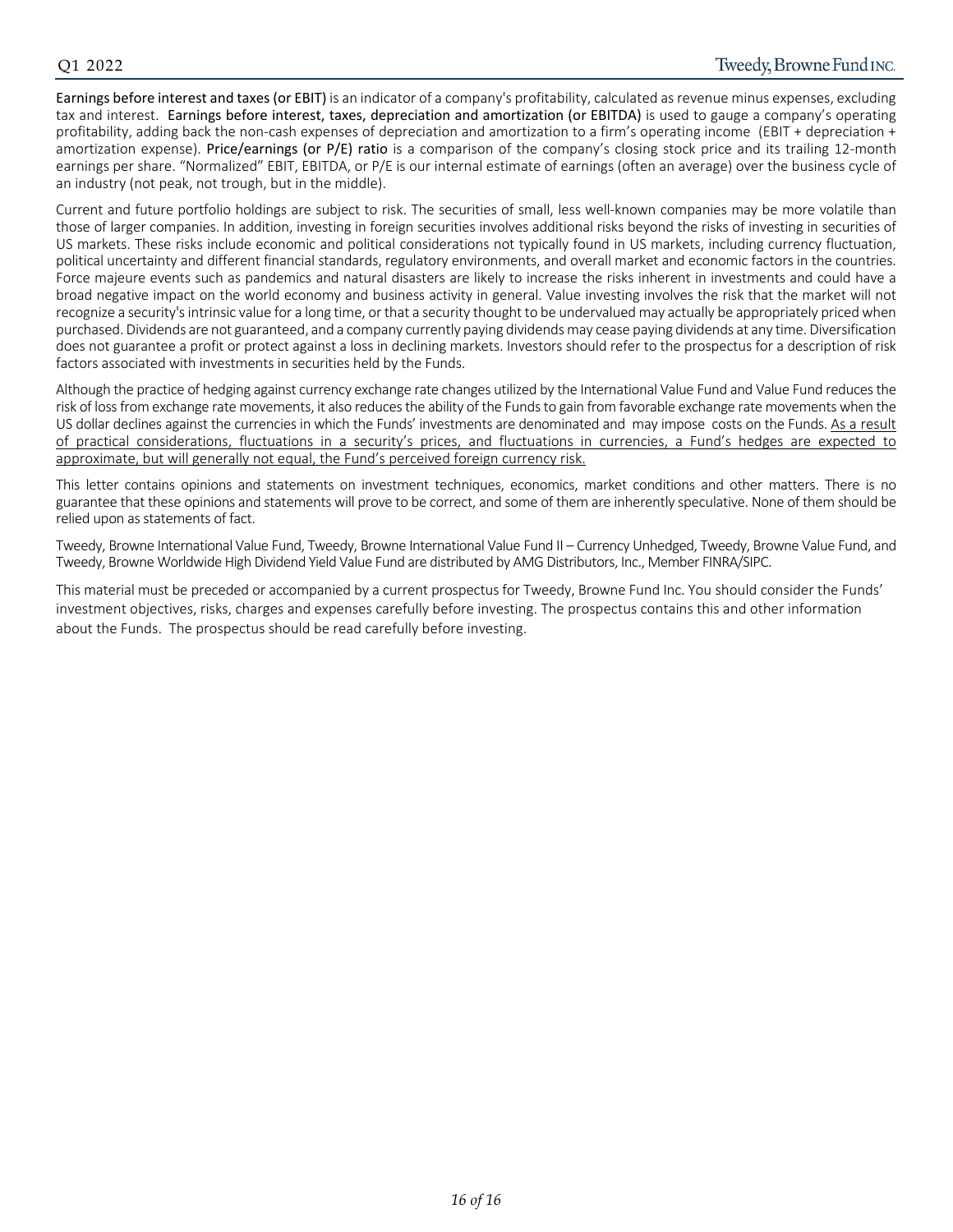**Earnings before interest and taxes (or EBIT)** is an indicator of a company's profitability, calculated as revenue minus expenses, excluding tax and interest. **Earnings before interest, taxes, depreciation and amortization (or EBITDA)** is used to gauge a company's operating profitability, adding back the non-cash expenses of depreciation and amortization to a firm's operating income (EBIT + depreciation + amortization expense). **Price/earnings (or P/E) ratio** is a comparison of the company's closing stock price and its trailing 12-month earnings per share. "Normalized" EBIT, EBITDA, or P/E is our internal estimate of earnings (often an average) over the business cycle of an industry (not peak, not trough, but in the middle).

Current and future portfolio holdings are subject to risk. The securities of small, less well-known companies may be more volatile than those of larger companies. In addition, investing in foreign securities involves additional risks beyond the risks of investing in securities of US markets. These risks include economic and political considerations not typically found in US markets, including currency fluctuation, political uncertainty and different financial standards, regulatory environments, and overall market and economic factors in the countries. Force majeure events such as pandemics and natural disasters are likely to increase the risks inherent in investments and could have a broad negative impact on the world economy and business activity in general. Value investing involves the risk that the market will not recognize a security's intrinsic value for a long time, or that a security thought to be undervalued may actually be appropriately priced when purchased. Dividends are not guaranteed, and a company currently paying dividends may cease paying dividends at any time. Diversification does not guarantee a profit or protect against a loss in declining markets. Investors should refer to the prospectus for a description of risk factors associated with investments in securities held by the Funds.

Although the practice of hedging against currency exchange rate changes utilized by the International Value Fund and Value Fund reduces the risk of loss from exchange rate movements, it also reduces the ability of the Funds to gain from favorable exchange rate movements when the US dollar declines against the currencies in which the Funds' investments are denominated and may impose costs on the Funds. <u>As a result of practical considerations, fluctuations in a security's prices, and fluctuations in currencies, a Fund's hedges are expected to approximate, but will generally not equal, the Fund's perceived foreign currency risk.</u>

This letter contains opinions and statements on investment techniques, economics, market conditions and other matters. There is no guarantee that these opinions and statements will prove to be correct, and some of them are inherently speculative. None of them should be relied upon as statements of fact.

Tweedy, Browne International Value Fund, Tweedy, Browne International Value Fund II – Currency Unhedged, Tweedy, Browne Value Fund, and Tweedy, Browne Worldwide High Dividend Yield Value Fund are distributed by AMG Distributors, Inc., Member FINRA/SIPC.

This material must be preceded or accompanied by a current prospectus for Tweedy, Browne Fund Inc. You should consider the Funds' investment objectives, risks, charges and expenses carefully before investing. The prospectus contains this and other information about the Funds. The prospectus should be read carefully before investing.